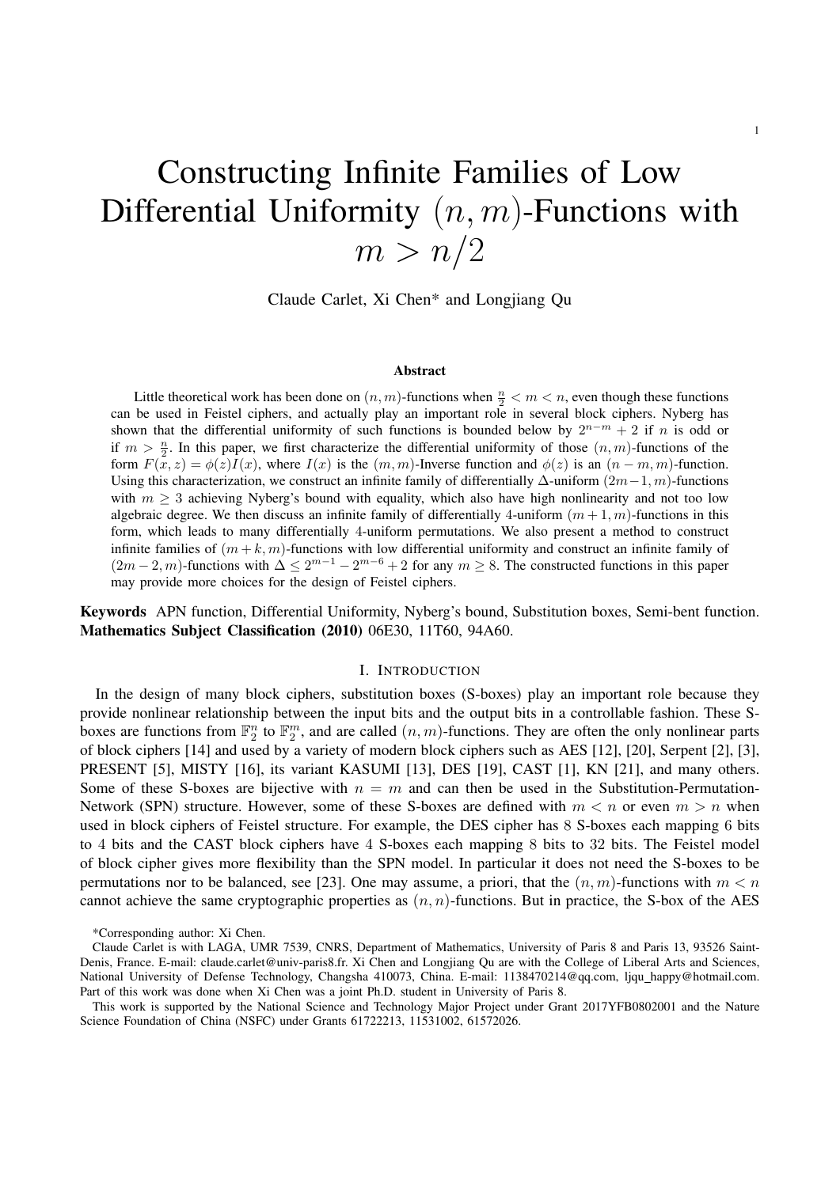# Constructing Infinite Families of Low Differential Uniformity $(n,m)$-Functions with $m > n/2$

Claude Carlet, Xi Chen* and Longjiang Qu

### Abstract

Little theoretical work has been done on $(n,m)$-functions when $\frac{n}{2} < m < n$, even though these functions can be used in Feistel ciphers, and actually play an important role in several block ciphers. Nyberg has shown that the differential uniformity of such functions is bounded below by $2^{n-m}+2$ if $n$ is odd or if $m > \frac{n}{2}$. In this paper, we first characterize the differential uniformity of those $(n,m)$-functions of the form $F(x,z) = \phi(z)I(x)$, where $I(x)$ is the $(m,m)$-Inverse function and $\phi(z)$ is an $(n-m,m)$-function. Using this characterization, we construct an infinite family of differentially $\Delta$-uniform $(2m-1,m)$-functions with $m \geq 3$ achieving Nyberg's bound with equality, which also have high nonlinearity and not too low algebraic degree. We then discuss an infinite family of differentially 4-uniform $(m+1,m)$-functions in this form, which leads to many differentially 4-uniform permutations. We also present a method to construct infinite families of $(m+k,m)$-functions with low differential uniformity and construct an infinite family of $(2m-2,m)$-functions with $\Delta \leq 2^{m-1} - 2^{m-6} + 2$ for any $m \geq 8$. The constructed functions in this paper may provide more choices for the design of Feistel ciphers.

**Keywords** APN function, Differential Uniformity, Nyberg's bound, Substitution boxes, Semi-bent function.
**Mathematics Subject Classification (2010)** 06E30, 11T60, 94A60.

## I. Introduction

In the design of many block ciphers, substitution boxes (S-boxes) play an important role because they provide nonlinear relationship between the input bits and the output bits in a controllable fashion. These S-boxes are functions from $\mathbb{F}_2^n$ to $\mathbb{F}_2^m$, and are called $(n,m)$-functions. They are often the only nonlinear parts of block ciphers [14] and used by a variety of modern block ciphers such as AES [12], [20], Serpent [2], [3], PRESENT [5], MISTY [16], its variant KASUMI [13], DES [19], CAST [1], KN [21], and many others. Some of these S-boxes are bijective with $n = m$ and can then be used in the Substitution-Permutation-Network (SPN) structure. However, some of these S-boxes are defined with $m < n$ or even $m > n$ when used in block ciphers of Feistel structure. For example, the DES cipher has 8 S-boxes each mapping 6 bits to 4 bits and the CAST block ciphers have 4 S-boxes each mapping 8 bits to 32 bits. The Feistel model of block cipher gives more flexibility than the SPN model. In particular it does not need the S-boxes to be permutations nor to be balanced, see [23]. One may assume, a priori, that the $(n,m)$-functions with $m < n$ cannot achieve the same cryptographic properties as $(n,n)$-functions. But in practice, the S-box of the AES

*Corresponding author: Xi Chen.

Claude Carlet is with LAGA, UMR 7539, CNRS, Department of Mathematics, University of Paris 8 and Paris 13, 93526 Saint-Denis, France. E-mail: claude.carlet@univ-paris8.fr. Xi Chen and Longjiang Qu are with the College of Liberal Arts and Sciences, National University of Defense Technology, Changsha 410073, China. E-mail: 1138470214@qq.com, ljqu_happy@hotmail.com. Part of this work was done when Xi Chen was a joint Ph.D. student in University of Paris 8.

This work is supported by the National Science and Technology Major Project under Grant 2017YFB0802001 and the Nature Science Foundation of China (NSFC) under Grants 61722213, 11531002, 61572026.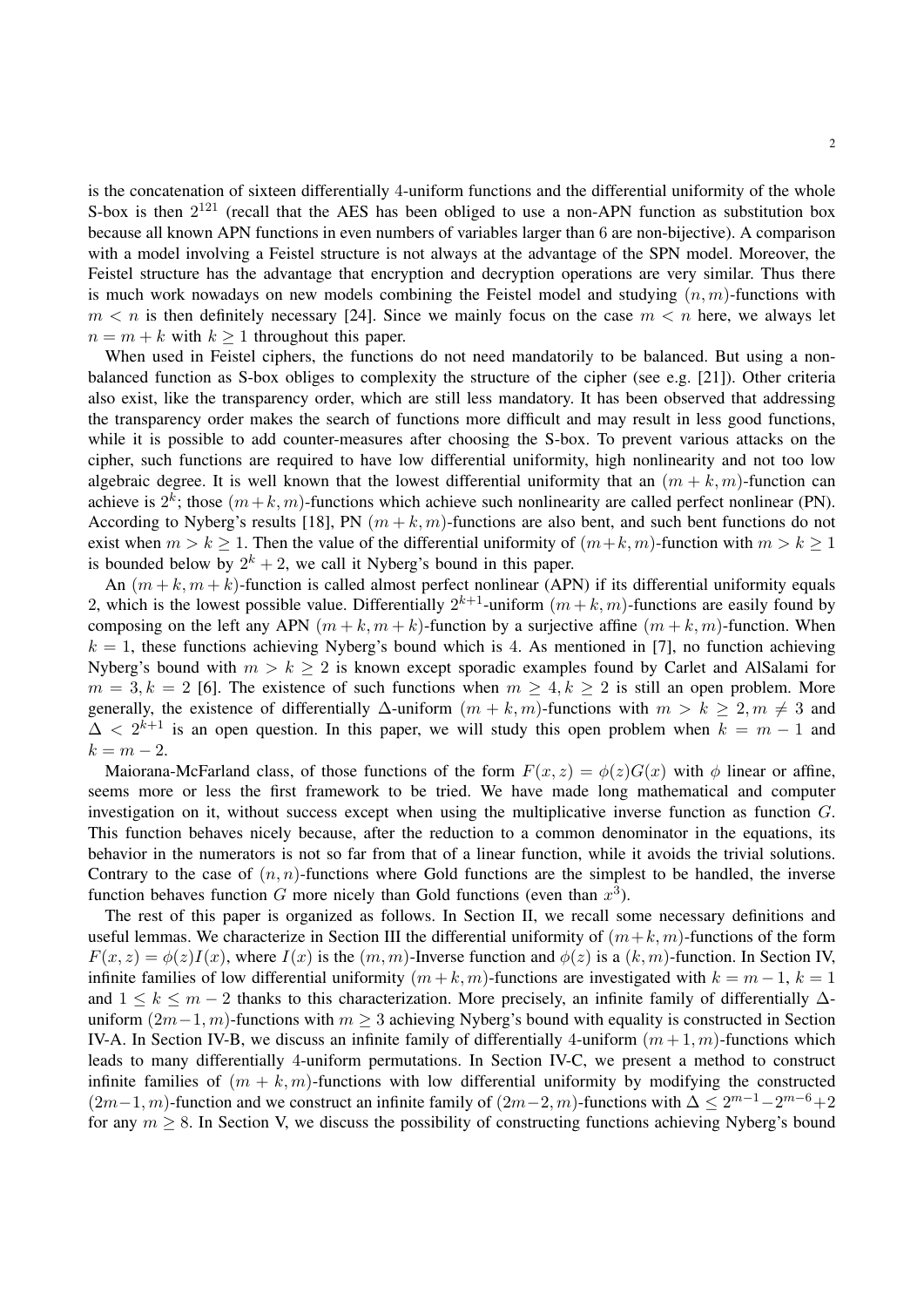is the concatenation of sixteen differentially 4-uniform functions and the differential uniformity of the whole S-box is then $2^{121}$ (recall that the AES has been obliged to use a non-APN function as substitution box because all known APN functions in even numbers of variables larger than 6 are non-bijective). A comparison with a model involving a Feistel structure is not always at the advantage of the SPN model. Moreover, the Feistel structure has the advantage that encryption and decryption operations are very similar. Thus there is much work nowadays on new models combining the Feistel model and studying $(n, m)$-functions with $m < n$ is then definitely necessary [24]. Since we mainly focus on the case $m < n$ here, we always let $n = m + k$ with $k \geq 1$ throughout this paper.

When used in Feistel ciphers, the functions do not need mandatorily to be balanced. But using a non-balanced function as S-box obliges to complexity the structure of the cipher (see e.g. [21]). Other criteria also exist, like the transparency order, which are still less mandatory. It has been observed that addressing the transparency order makes the search of functions more difficult and may result in less good functions, while it is possible to add counter-measures after choosing the S-box. To prevent various attacks on the cipher, such functions are required to have low differential uniformity, high nonlinearity and not too low algebraic degree. It is well known that the lowest differential uniformity that an $(m + k, m)$-function can achieve is $2^k$; those $(m+k, m)$-functions which achieve such nonlinearity are called perfect nonlinear (PN). According to Nyberg's results [18], PN $(m + k, m)$-functions are also bent, and such bent functions do not exist when $m > k \geq 1$. Then the value of the differential uniformity of $(m+k, m)$-function with $m > k \geq 1$ is bounded below by $2^k + 2$, we call it Nyberg's bound in this paper.

An $(m + k, m + k)$-function is called almost perfect nonlinear (APN) if its differential uniformity equals 2, which is the lowest possible value. Differentially $2^{k+1}$-uniform $(m + k, m)$-functions are easily found by composing on the left any APN $(m + k, m + k)$-function by a surjective affine $(m + k, m)$-function. When $k = 1$, these functions achieving Nyberg's bound which is 4. As mentioned in [7], no function achieving Nyberg's bound with $m > k \geq 2$ is known except sporadic examples found by Carlet and AlSalami for $m = 3, k = 2$ [6]. The existence of such functions when $m \geq 4, k \geq 2$ is still an open problem. More generally, the existence of differentially $\Delta$-uniform $(m + k, m)$-functions with $m > k \geq 2, m \neq 3$ and $\Delta < 2^{k+1}$ is an open question. In this paper, we will study this open problem when $k = m - 1$ and $k = m - 2$.

Maiorana-McFarland class, of those functions of the form $F(x, z) = \phi(z)G(x)$ with $\phi$ linear or affine, seems more or less the first framework to be tried. We have made long mathematical and computer investigation on it, without success except when using the multiplicative inverse function as function $G$. This function behaves nicely because, after the reduction to a common denominator in the equations, its behavior in the numerators is not so far from that of a linear function, while it avoids the trivial solutions. Contrary to the case of $(n, n)$-functions where Gold functions are the simplest to be handled, the inverse function behaves function $G$ more nicely than Gold functions (even than $x^3$).

The rest of this paper is organized as follows. In Section II, we recall some necessary definitions and useful lemmas. We characterize in Section III the differential uniformity of $(m+k, m)$-functions of the form $F(x, z) = \phi(z)I(x)$, where $I(x)$ is the $(m, m)$-Inverse function and $\phi(z)$ is a $(k, m)$-function. In Section IV, infinite families of low differential uniformity $(m + k, m)$-functions are investigated with $k = m - 1$, $k = 1$ and $1 \leq k \leq m - 2$ thanks to this characterization. More precisely, an infinite family of differentially $\Delta$-uniform $(2m-1, m)$-functions with $m \geq 3$ achieving Nyberg's bound with equality is constructed in Section IV-A. In Section IV-B, we discuss an infinite family of differentially 4-uniform $(m + 1, m)$-functions which leads to many differentially 4-uniform permutations. In Section IV-C, we present a method to construct infinite families of $(m + k, m)$-functions with low differential uniformity by modifying the constructed $(2m-1, m)$-function and we construct an infinite family of $(2m-2, m)$-functions with $\Delta \leq 2^{m-1} - 2^{m-6} + 2$ for any $m \geq 8$. In Section V, we discuss the possibility of constructing functions achieving Nyberg's bound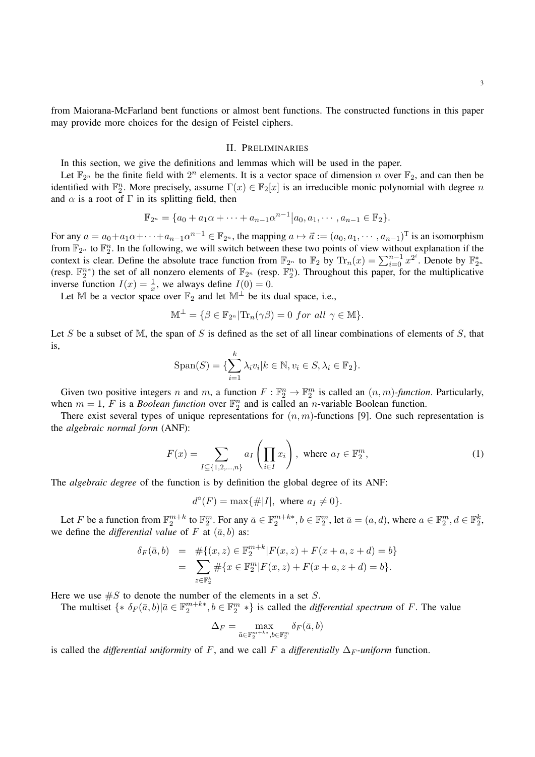from Maiorana-McFarland bent functions or almost bent functions. The constructed functions in this paper may provide more choices for the design of Feistel ciphers.

## II. Preliminaries

In this section, we give the definitions and lemmas which will be used in the paper.

Let $\mathbb{F}_{2^n}$ be the finite field with $2^n$ elements. It is a vector space of dimension $n$ over $\mathbb{F}_2$, and can then be identified with $\mathbb{F}_2^n$. More precisely, assume $\Gamma(x) \in \mathbb{F}_2[x]$ is an irreducible monic polynomial with degree $n$ and $\alpha$ is a root of $\Gamma$ in its splitting field, then

$$\mathbb{F}_{2^n} = \{a_0 + a_1\alpha + \cdots + a_{n-1}\alpha^{n-1} | a_0, a_1, \cdots, a_{n-1} \in \mathbb{F}_2\}.$$

For any $a = a_0 + a_1\alpha + \cdots + a_{n-1}\alpha^{n-1} \in \mathbb{F}_{2^n}$, the mapping $a \mapsto \vec{a} := (a_0, a_1, \cdots, a_{n-1})^{\mathrm{T}}$ is an isomorphism from $\mathbb{F}_{2^n}$ to $\mathbb{F}_2^n$. In the following, we will switch between these two points of view without explanation if the context is clear. Define the absolute trace function from $\mathbb{F}_{2^n}$ to $\mathbb{F}_2$ by $\mathrm{Tr}_n(x) = \sum_{i=0}^{n-1} x^{2^i}$. Denote by $\mathbb{F}_{2^n}^*$ (resp. $\mathbb{F}_2^{n*}$) the set of all nonzero elements of $\mathbb{F}_{2^n}$ (resp. $\mathbb{F}_2^n$). Throughout this paper, for the multiplicative inverse function $I(x) = \frac{1}{x}$, we always define $I(0) = 0$.

Let $\mathbb{M}$ be a vector space over $\mathbb{F}_2$ and let $\mathbb{M}^\perp$ be its dual space, i.e.,

$$\mathbb{M}^\perp = \{\beta \in \mathbb{F}_{2^n} | \mathrm{Tr}_n(\gamma\beta) = 0 \ for\ all\ \gamma \in \mathbb{M}\}.$$

Let $S$ be a subset of $\mathbb{M}$, the span of $S$ is defined as the set of all linear combinations of elements of $S$, that is,

$$\mathrm{Span}(S) = \{\sum_{i=1}^{k} \lambda_i v_i | k \in \mathbb{N}, v_i \in S, \lambda_i \in \mathbb{F}_2\}.$$

Given two positive integers $n$ and $m$, a function $F : \mathbb{F}_2^n \to \mathbb{F}_2^m$ is called an *$(n, m)$-function*. Particularly, when $m = 1$, $F$ is a *Boolean function* over $\mathbb{F}_2^n$ and is called an $n$-variable Boolean function.

There exist several types of unique representations for $(n, m)$-functions [9]. One such representation is the *algebraic normal form* (ANF):

$$F(x) = \sum_{I \subseteq \{1,2,\ldots,n\}} a_I \left( \prod_{i \in I} x_i \right), \text{ where } a_I \in \mathbb{F}_2^m, \tag{1}$$

The *algebraic degree* of the function is by definition the global degree of its ANF:

$$d^\circ(F) = \max\{\#|I|, \text{ where } a_I \neq 0\}.$$

Let $F$ be a function from $\mathbb{F}_2^{m+k}$ to $\mathbb{F}_2^m$. For any $\bar{a} \in \mathbb{F}_2^{m+k*}, b \in \mathbb{F}_2^m$, let $\bar{a} = (a, d)$, where $a \in \mathbb{F}_2^m, d \in \mathbb{F}_2^k$, we define the *differential value* of $F$ at $(\bar{a}, b)$ as:

$$\begin{aligned}
\delta_F(\bar{a}, b) &= \#\{(x, z) \in \mathbb{F}_2^{m+k} | F(x, z) + F(x + a, z + d) = b\} \\
&= \sum_{z \in \mathbb{F}_2^k} \#\{x \in \mathbb{F}_2^m | F(x, z) + F(x + a, z + d) = b\}.
\end{aligned}$$

Here we use $\#S$ to denote the number of the elements in a set $S$.

The multiset $\{* \ \delta_F(\bar{a}, b) | \bar{a} \in \mathbb{F}_2^{m+k*}, b \in \mathbb{F}_2^m \ *\}$ is called the *differential spectrum* of $F$. The value

$$\Delta_F = \max_{\bar{a} \in \mathbb{F}_2^{m+k*}, b \in \mathbb{F}_2^m} \delta_F(\bar{a}, b)$$

is called the *differential uniformity* of $F$, and we call $F$ a *differentially $\Delta_F$-uniform* function.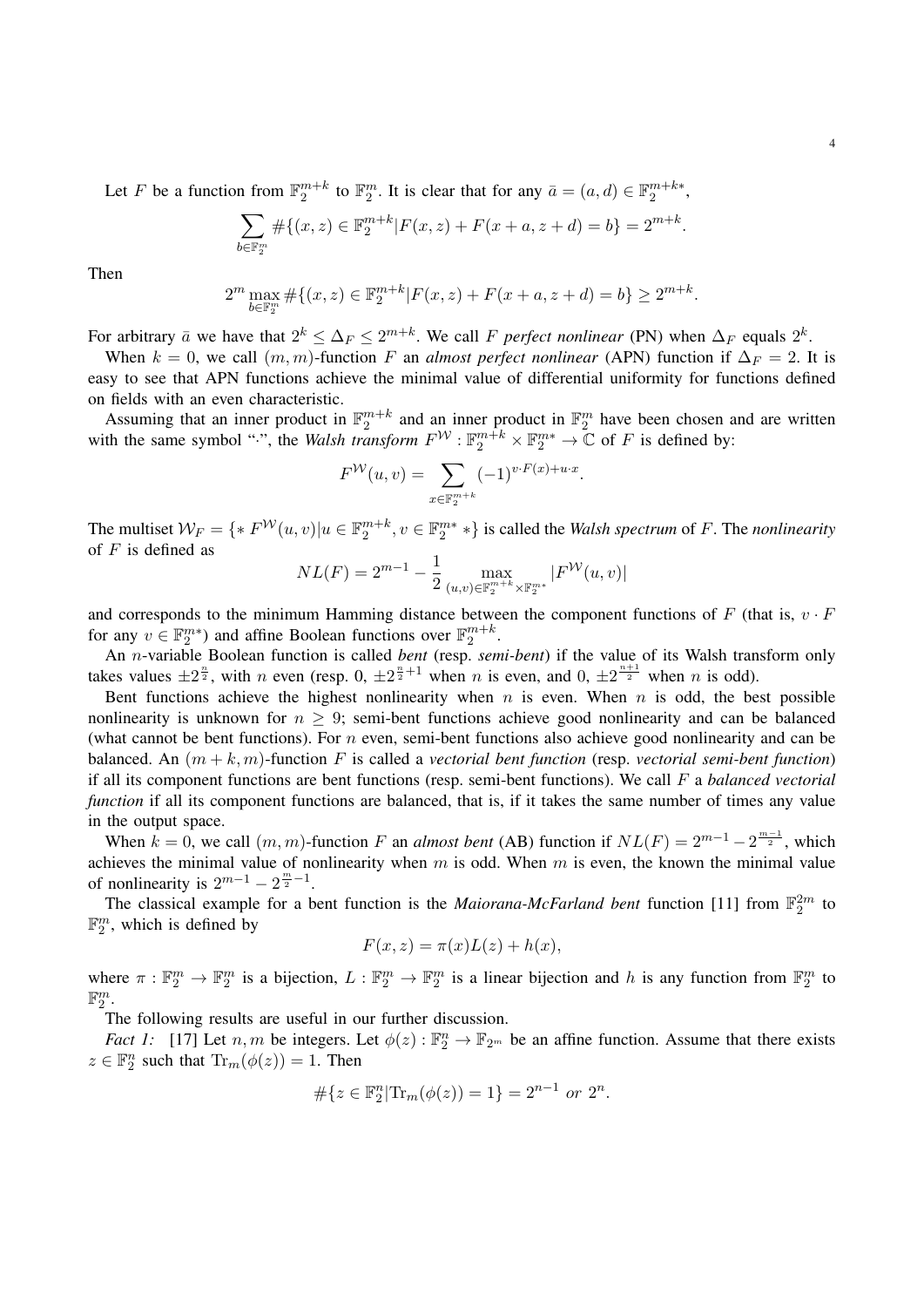Let $F$ be a function from $\mathbb{F}_2^{m+k}$ to $\mathbb{F}_2^m$. It is clear that for any $\bar{a} = (a, d) \in \mathbb{F}_2^{m+k*}$,

$$\sum_{b \in \mathbb{F}_2^m} \#\{(x, z) \in \mathbb{F}_2^{m+k} | F(x, z) + F(x + a, z + d) = b\} = 2^{m+k}.$$

Then

$$2^m \max_{b \in \mathbb{F}_2^m} \#\{(x, z) \in \mathbb{F}_2^{m+k} | F(x, z) + F(x + a, z + d) = b\} \geq 2^{m+k}.$$

For arbitrary $\bar{a}$ we have that $2^k \leq \Delta_F \leq 2^{m+k}$. We call $F$ *perfect nonlinear* (PN) when $\Delta_F$ equals $2^k$.

When $k = 0$, we call $(m, m)$-function $F$ an *almost perfect nonlinear* (APN) function if $\Delta_F = 2$. It is easy to see that APN functions achieve the minimal value of differential uniformity for functions defined on fields with an even characteristic.

Assuming that an inner product in $\mathbb{F}_2^{m+k}$ and an inner product in $\mathbb{F}_2^m$ have been chosen and are written with the same symbol "$\cdot$", the *Walsh transform* $F^{\mathcal{W}} : \mathbb{F}_2^{m+k} \times \mathbb{F}_2^{m*} \to \mathbb{C}$ of $F$ is defined by:

$$F^{\mathcal{W}}(u, v) = \sum_{x \in \mathbb{F}_2^{m+k}} (-1)^{v \cdot F(x) + u \cdot x}.$$

The multiset $\mathcal{W}_F = \{* \, F^{\mathcal{W}}(u, v) | u \in \mathbb{F}_2^{m+k}, v \in \mathbb{F}_2^{m*} \, *\}$ is called the *Walsh spectrum* of $F$. The *nonlinearity* of $F$ is defined as

$$NL(F) = 2^{m-1} - \frac{1}{2} \max_{(u,v) \in \mathbb{F}_2^{m+k} \times \mathbb{F}_2^{m*}} |F^{\mathcal{W}}(u, v)|$$

and corresponds to the minimum Hamming distance between the component functions of $F$ (that is, $v \cdot F$ for any $v \in \mathbb{F}_2^{m*}$) and affine Boolean functions over $\mathbb{F}_2^{m+k}$.

An $n$-variable Boolean function is called *bent* (resp. *semi-bent*) if the value of its Walsh transform only takes values $\pm 2^{\frac{n}{2}}$, with $n$ even (resp. 0, $\pm 2^{\frac{n}{2}+1}$ when $n$ is even, and 0, $\pm 2^{\frac{n+1}{2}}$ when $n$ is odd).

Bent functions achieve the highest nonlinearity when $n$ is even. When $n$ is odd, the best possible nonlinearity is unknown for $n \geq 9$; semi-bent functions achieve good nonlinearity and can be balanced (what cannot be bent functions). For $n$ even, semi-bent functions also achieve good nonlinearity and can be balanced. An $(m + k, m)$-function $F$ is called a *vectorial bent function* (resp. *vectorial semi-bent function*) if all its component functions are bent functions (resp. semi-bent functions). We call $F$ a *balanced vectorial function* if all its component functions are balanced, that is, if it takes the same number of times any value in the output space.

When $k = 0$, we call $(m, m)$-function $F$ an *almost bent* (AB) function if $NL(F) = 2^{m-1} - 2^{\frac{m-1}{2}}$, which achieves the minimal value of nonlinearity when $m$ is odd. When $m$ is even, the known the minimal value of nonlinearity is $2^{m-1} - 2^{\frac{m}{2}-1}$.

The classical example for a bent function is the *Maiorana-McFarland bent* function [11] from $\mathbb{F}_2^{2m}$ to $\mathbb{F}_2^m$, which is defined by

$$F(x, z) = \pi(x)L(z) + h(x),$$

where $\pi : \mathbb{F}_2^m \to \mathbb{F}_2^m$ is a bijection, $L : \mathbb{F}_2^m \to \mathbb{F}_2^m$ is a linear bijection and $h$ is any function from $\mathbb{F}_2^m$ to $\mathbb{F}_2^m$.

The following results are useful in our further discussion.

*Fact 1:* [17] Let $n, m$ be integers. Let $\phi(z) : \mathbb{F}_2^n \to \mathbb{F}_{2^m}$ be an affine function. Assume that there exists $z \in \mathbb{F}_2^n$ such that $\mathrm{Tr}_m(\phi(z)) = 1$. Then

$$\#\{z \in \mathbb{F}_2^n | \mathrm{Tr}_m(\phi(z)) = 1\} = 2^{n-1} \text{ or } 2^n.$$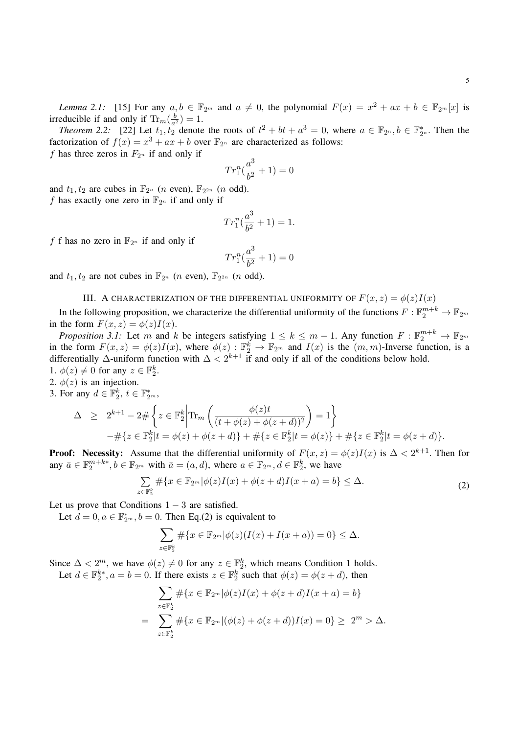*Lemma 2.1:* [15] For any $a, b \in \mathbb{F}_{2^m}$ and $a \neq 0$, the polynomial $F(x) = x^2 + ax + b \in \mathbb{F}_{2^m}[x]$ is irreducible if and only if $\mathrm{Tr}_m(\frac{b}{a^2}) = 1$.

*Theorem 2.2:* [22] Let $t_1, t_2$ denote the roots of $t^2 + bt + a^3 = 0$, where $a \in \mathbb{F}_{2^n}, b \in \mathbb{F}_{2^n}^*$. Then the factorization of $f(x) = x^3 + ax + b$ over $\mathbb{F}_{2^n}$ are characterized as follows:

$f$ has three zeros in $F_{2^n}$ if and only if

$$Tr_1^n(\frac{a^3}{b^2} + 1) = 0$$

and $t_1, t_2$ are cubes in $\mathbb{F}_{2^n}$ ($n$ even), $\mathbb{F}_{2^{2n}}$ ($n$ odd).

$f$ has exactly one zero in $\mathbb{F}_{2^n}$ if and only if

$$Tr_1^n(\frac{a^3}{b^2} + 1) = 1.$$

$f$ f has no zero in $\mathbb{F}_{2^n}$ if and only if

$$Tr_1^n(\frac{a^3}{b^2} + 1) = 0$$

and $t_1, t_2$ are not cubes in $\mathbb{F}_{2^n}$ ($n$ even), $\mathbb{F}_{2^{2n}}$ ($n$ odd).

## III. A characterization of the differential uniformity of $F(x, z) = \phi(z)I(x)$

In the following proposition, we characterize the differential uniformity of the functions $F : \mathbb{F}_2^{m+k} \to \mathbb{F}_{2^m}$ in the form $F(x, z) = \phi(z)I(x)$.

*Proposition 3.1:* Let $m$ and $k$ be integers satisfying $1 \leq k \leq m - 1$. Any function $F : \mathbb{F}_2^{m+k} \to \mathbb{F}_{2^m}$ in the form $F(x, z) = \phi(z)I(x)$, where $\phi(z) : \mathbb{F}_2^k \to \mathbb{F}_{2^m}$ and $I(x)$ is the $(m, m)$-Inverse function, is a differentially $\Delta$-uniform function with $\Delta < 2^{k+1}$ if and only if all of the conditions below hold.

1. $\phi(z) \neq 0$ for any $z \in \mathbb{F}_2^k$.
2. $\phi(z)$ is an injection.
3. For any $d \in \mathbb{F}_2^k$, $t \in \mathbb{F}_{2^m}^*$,

$$\begin{aligned}\Delta \quad &\geq \quad 2^{k+1} - 2\#\left\{z \in \mathbb{F}_2^k \middle| \mathrm{Tr}_m\left(\frac{\phi(z)t}{(t + \phi(z) + \phi(z+d))^2}\right) = 1\right\} \\ &\quad -\#\{z \in \mathbb{F}_2^k | t = \phi(z) + \phi(z+d)\} + \#\{z \in \mathbb{F}_2^k | t = \phi(z)\} + \#\{z \in \mathbb{F}_2^k | t = \phi(z+d)\}.\end{aligned}$$

**Proof: Necessity:** Assume that the differential uniformity of $F(x, z) = \phi(z)I(x)$ is $\Delta < 2^{k+1}$. Then for any $\bar{a} \in \mathbb{F}_2^{m+k*}, b \in \mathbb{F}_{2^m}$ with $\bar{a} = (a, d)$, where $a \in \mathbb{F}_{2^m}, d \in \mathbb{F}_2^k$, we have

$$\sum_{z \in \mathbb{F}_2^k} \#\{x \in \mathbb{F}_{2^m} | \phi(z)I(x) + \phi(z+d)I(x+a) = b\} \leq \Delta. \tag{2}$$

Let us prove that Conditions $1 - 3$ are satisfied.

Let $d = 0, a \in \mathbb{F}_{2^m}^*, b = 0$. Then Eq.(2) is equivalent to

$$\sum_{z \in \mathbb{F}_2^k} \#\{x \in \mathbb{F}_{2^m} | \phi(z)(I(x) + I(x+a)) = 0\} \leq \Delta.$$

Since $\Delta < 2^m$, we have $\phi(z) \neq 0$ for any $z \in \mathbb{F}_2^k$, which means Condition 1 holds.

Let $d \in \mathbb{F}_2^{k*}, a = b = 0$. If there exists $z \in \mathbb{F}_2^k$ such that $\phi(z) = \phi(z+d)$, then

$$\begin{aligned}&\sum_{z \in \mathbb{F}_2^k} \#\{x \in \mathbb{F}_{2^m} | \phi(z)I(x) + \phi(z+d)I(x+a) = b\} \\ = \quad &\sum_{z \in \mathbb{F}_2^k} \#\{x \in \mathbb{F}_{2^m} | (\phi(z) + \phi(z+d))I(x) = 0\} \geq \ 2^m > \Delta.\end{aligned}$$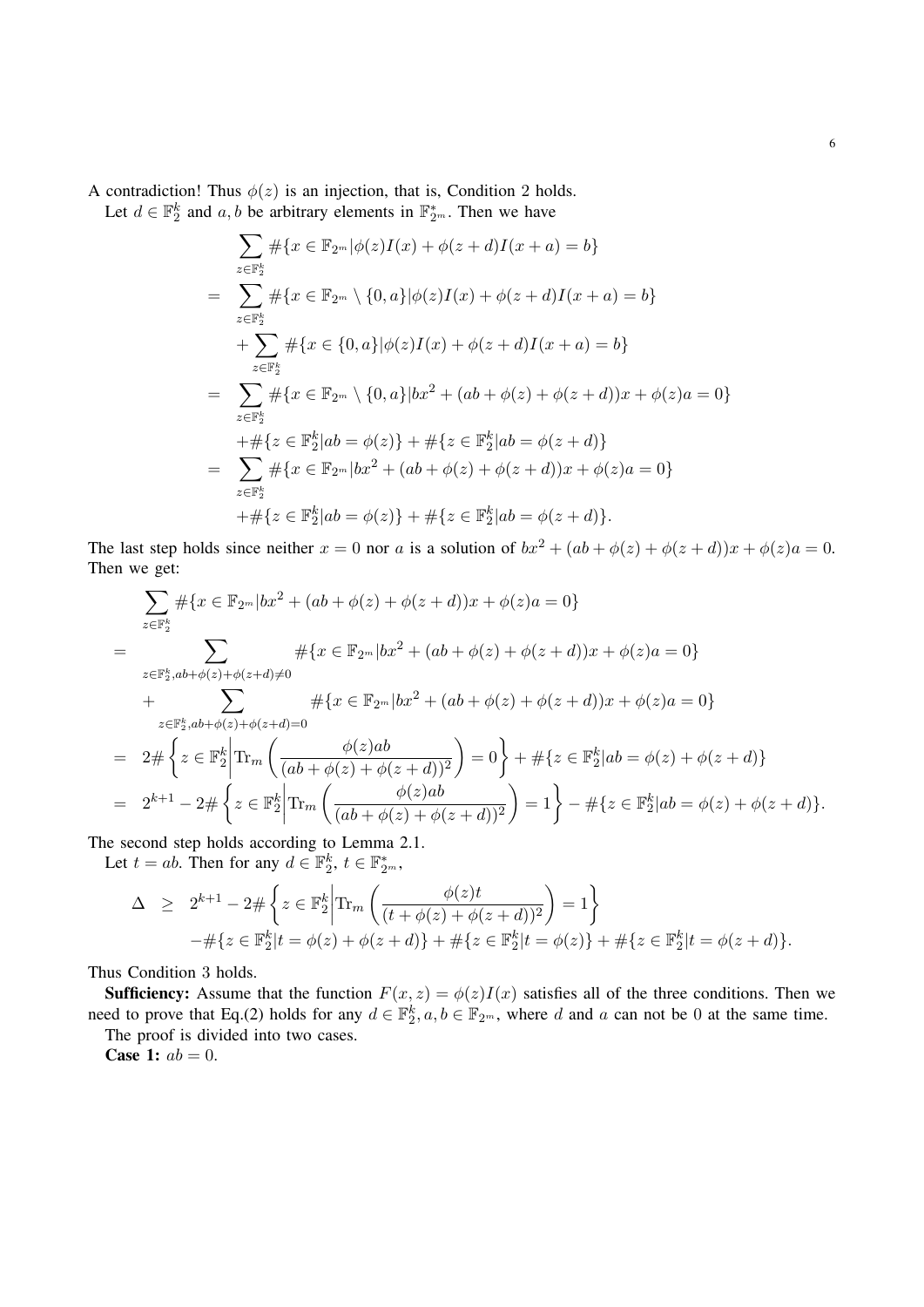A contradiction! Thus $\phi(z)$ is an injection, that is, Condition 2 holds.

Let $d \in \mathbb{F}_2^k$ and $a, b$ be arbitrary elements in $\mathbb{F}_{2^m}^*$. Then we have

$$
\begin{aligned}
& \sum_{z\in\mathbb{F}_2^k} \#\{x \in \mathbb{F}_{2^m} | \phi(z)I(x) + \phi(z+d)I(x+a) = b\} \\
= & \sum_{z\in\mathbb{F}_2^k} \#\{x \in \mathbb{F}_{2^m} \setminus \{0,a\} | \phi(z)I(x) + \phi(z+d)I(x+a) = b\} \\
& + \sum_{z\in\mathbb{F}_2^k} \#\{x \in \{0,a\} | \phi(z)I(x) + \phi(z+d)I(x+a) = b\} \\
= & \sum_{z\in\mathbb{F}_2^k} \#\{x \in \mathbb{F}_{2^m} \setminus \{0,a\} | bx^2 + (ab + \phi(z) + \phi(z+d))x + \phi(z)a = 0\} \\
& + \#\{z \in \mathbb{F}_2^k | ab = \phi(z)\} + \#\{z \in \mathbb{F}_2^k | ab = \phi(z+d)\} \\
= & \sum_{z\in\mathbb{F}_2^k} \#\{x \in \mathbb{F}_{2^m} | bx^2 + (ab + \phi(z) + \phi(z+d))x + \phi(z)a = 0\} \\
& + \#\{z \in \mathbb{F}_2^k | ab = \phi(z)\} + \#\{z \in \mathbb{F}_2^k | ab = \phi(z+d)\}.
\end{aligned}
$$

The last step holds since neither $x = 0$ nor $a$ is a solution of $bx^2 + (ab + \phi(z) + \phi(z+d))x + \phi(z)a = 0$. Then we get:

$$
\begin{aligned}
& \sum_{z\in\mathbb{F}_2^k} \#\{x \in \mathbb{F}_{2^m} | bx^2 + (ab + \phi(z) + \phi(z+d))x + \phi(z)a = 0\} \\
= & \sum_{z\in\mathbb{F}_2^k, ab+\phi(z)+\phi(z+d)\neq 0} \#\{x \in \mathbb{F}_{2^m} | bx^2 + (ab + \phi(z) + \phi(z+d))x + \phi(z)a = 0\} \\
& + \sum_{z\in\mathbb{F}_2^k, ab+\phi(z)+\phi(z+d)= 0} \#\{x \in \mathbb{F}_{2^m} | bx^2 + (ab + \phi(z) + \phi(z+d))x + \phi(z)a = 0\} \\
= & \ 2\#\left\{z \in \mathbb{F}_2^k \middle| \mathrm{Tr}_m\left(\frac{\phi(z)ab}{(ab + \phi(z) + \phi(z+d))^2}\right) = 0\right\} + \#\{z \in \mathbb{F}_2^k | ab = \phi(z) + \phi(z+d)\} \\
= & \ 2^{k+1} - 2\#\left\{z \in \mathbb{F}_2^k \middle| \mathrm{Tr}_m\left(\frac{\phi(z)ab}{(ab + \phi(z) + \phi(z+d))^2}\right) = 1\right\} - \#\{z \in \mathbb{F}_2^k | ab = \phi(z) + \phi(z+d)\}.
\end{aligned}
$$

The second step holds according to Lemma 2.1.

Let $t = ab$. Then for any $d \in \mathbb{F}_2^k$, $t \in \mathbb{F}_{2^m}^*$,

$$
\begin{aligned}
\Delta \ \geq & \ 2^{k+1} - 2\#\left\{z \in \mathbb{F}_2^k \middle| \mathrm{Tr}_m\left(\frac{\phi(z)t}{(t + \phi(z) + \phi(z+d))^2}\right) = 1\right\} \\
& -\#\{z \in \mathbb{F}_2^k | t = \phi(z) + \phi(z+d)\} + \#\{z \in \mathbb{F}_2^k | t = \phi(z)\} + \#\{z \in \mathbb{F}_2^k | t = \phi(z+d)\}.
\end{aligned}
$$

Thus Condition 3 holds.

**Sufficiency:** Assume that the function $F(x, z) = \phi(z)I(x)$ satisfies all of the three conditions. Then we need to prove that Eq.(2) holds for any $d \in \mathbb{F}_2^k, a, b \in \mathbb{F}_{2^m}$, where $d$ and $a$ can not be 0 at the same time.

The proof is divided into two cases.

**Case 1:** $ab = 0$.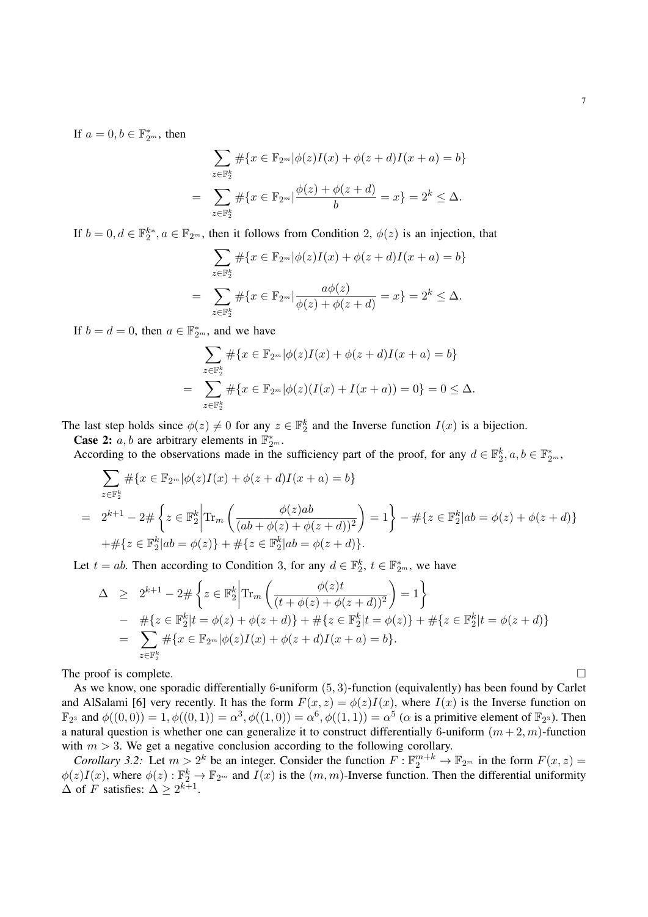If $a = 0, b \in \mathbb{F}_{2^m}^*$, then

$$
\begin{aligned}
& \sum_{z\in\mathbb{F}_2^k} \#\{x \in \mathbb{F}_{2^m} | \phi(z)I(x) + \phi(z+d)I(x+a) = b\} \\
= & \sum_{z\in\mathbb{F}_2^k} \#\{x \in \mathbb{F}_{2^m} | \frac{\phi(z)+\phi(z+d)}{b} = x\} = 2^k \leq \Delta.
\end{aligned}
$$

If $b = 0, d \in \mathbb{F}_2^{k*}, a \in \mathbb{F}_{2^m}$, then it follows from Condition 2, $\phi(z)$ is an injection, that

$$
\begin{aligned}
& \sum_{z\in\mathbb{F}_2^k} \#\{x \in \mathbb{F}_{2^m} | \phi(z)I(x) + \phi(z+d)I(x+a) = b\} \\
= & \sum_{z\in\mathbb{F}_2^k} \#\{x \in \mathbb{F}_{2^m} | \frac{a\phi(z)}{\phi(z)+\phi(z+d)} = x\} = 2^k \leq \Delta.
\end{aligned}
$$

If $b = d = 0$, then $a \in \mathbb{F}_{2^m}^*$, and we have

$$
\begin{aligned}
& \sum_{z\in\mathbb{F}_2^k} \#\{x \in \mathbb{F}_{2^m} | \phi(z)I(x) + \phi(z+d)I(x+a) = b\} \\
= & \sum_{z\in\mathbb{F}_2^k} \#\{x \in \mathbb{F}_{2^m} | \phi(z)(I(x) + I(x+a)) = 0\} = 0 \leq \Delta.
\end{aligned}
$$

The last step holds since $\phi(z) \neq 0$ for any $z \in \mathbb{F}_2^k$ and the Inverse function $I(x)$ is a bijection.

**Case 2:** $a, b$ are arbitrary elements in $\mathbb{F}_{2^m}^*$.

According to the observations made in the sufficiency part of the proof, for any $d \in \mathbb{F}_2^k, a, b \in \mathbb{F}_{2^m}^*$,

$$
\begin{aligned}
& \sum_{z\in\mathbb{F}_2^k} \#\{x \in \mathbb{F}_{2^m} | \phi(z)I(x) + \phi(z+d)I(x+a) = b\} \\
= \; & 2^{k+1} - 2\#\left\{z \in \mathbb{F}_2^k \middle| \mathrm{Tr}_m\left(\frac{\phi(z)ab}{(ab+\phi(z)+\phi(z+d))^2}\right) = 1\right\} - \#\{z \in \mathbb{F}_2^k | ab = \phi(z)+\phi(z+d)\} \\
& + \#\{z \in \mathbb{F}_2^k | ab = \phi(z)\} + \#\{z \in \mathbb{F}_2^k | ab = \phi(z+d)\}.
\end{aligned}
$$

Let $t = ab$. Then according to Condition 3, for any $d \in \mathbb{F}_2^k$, $t \in \mathbb{F}_{2^m}^*$, we have

$$
\begin{aligned}
\Delta \; \geq \; & 2^{k+1} - 2\#\left\{z \in \mathbb{F}_2^k \middle| \mathrm{Tr}_m\left(\frac{\phi(z)t}{(t+\phi(z)+\phi(z+d))^2}\right) = 1\right\} \\
- \; & \#\{z \in \mathbb{F}_2^k | t = \phi(z)+\phi(z+d)\} + \#\{z \in \mathbb{F}_2^k | t = \phi(z)\} + \#\{z \in \mathbb{F}_2^k | t = \phi(z+d)\} \\
= \; & \sum_{z\in\mathbb{F}_2^k} \#\{x \in \mathbb{F}_{2^m} | \phi(z)I(x) + \phi(z+d)I(x+a) = b\}.
\end{aligned}
$$

The proof is complete. □

As we know, one sporadic differentially 6-uniform $(5,3)$-function (equivalently) has been found by Carlet and AlSalami [6] very recently. It has the form $F(x,z) = \phi(z)I(x)$, where $I(x)$ is the Inverse function on $\mathbb{F}_{2^3}$ and $\phi((0,0)) = 1, \phi((0,1)) = \alpha^3, \phi((1,0)) = \alpha^6, \phi((1,1)) = \alpha^5$ ($\alpha$ is a primitive element of $\mathbb{F}_{2^3}$). Then a natural question is whether one can generalize it to construct differentially 6-uniform $(m+2,m)$-function with $m > 3$. We get a negative conclusion according to the following corollary.

*Corollary 3.2:* Let $m > 2^k$ be an integer. Consider the function $F : \mathbb{F}_2^{m+k} \to \mathbb{F}_{2^m}$ in the form $F(x,z) = \phi(z)I(x)$, where $\phi(z) : \mathbb{F}_2^k \to \mathbb{F}_{2^m}$ and $I(x)$ is the $(m,m)$-Inverse function. Then the differential uniformity $\Delta$ of $F$ satisfies: $\Delta \geq 2^{k+1}$.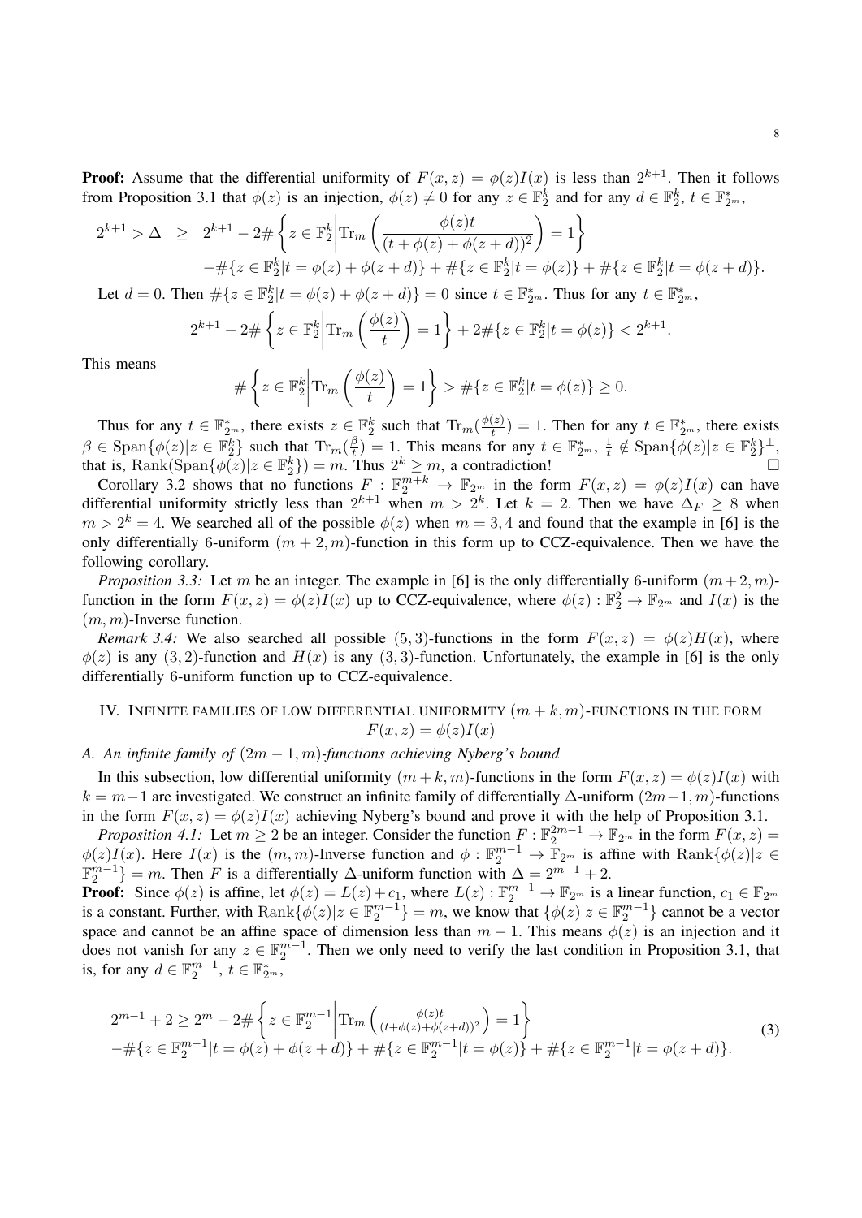**Proof:** Assume that the differential uniformity of $F(x,z) = \phi(z)I(x)$ is less than $2^{k+1}$. Then it follows from Proposition 3.1 that $\phi(z)$ is an injection, $\phi(z) \neq 0$ for any $z \in \mathbb{F}_2^k$ and for any $d \in \mathbb{F}_2^k$, $t \in \mathbb{F}_{2^m}^*$,

$$
\begin{aligned}
2^{k+1} > \Delta \quad \geq \quad & 2^{k+1} - 2\#\left\{ z \in \mathbb{F}_2^k \middle| \mathrm{Tr}_m\left(\frac{\phi(z)t}{(t+\phi(z)+\phi(z+d))^2}\right) = 1 \right\} \\
& - \#\{z \in \mathbb{F}_2^k | t = \phi(z) + \phi(z+d)\} + \#\{z \in \mathbb{F}_2^k | t = \phi(z)\} + \#\{z \in \mathbb{F}_2^k | t = \phi(z+d)\}.
\end{aligned}
$$

Let $d = 0$. Then $\#\{z \in \mathbb{F}_2^k | t = \phi(z) + \phi(z+d)\} = 0$ since $t \in \mathbb{F}_{2^m}^*$. Thus for any $t \in \mathbb{F}_{2^m}^*$,

$$
2^{k+1} - 2\#\left\{ z \in \mathbb{F}_2^k \middle| \mathrm{Tr}_m\left(\frac{\phi(z)}{t}\right) = 1 \right\} + 2\#\{z \in \mathbb{F}_2^k | t = \phi(z)\} < 2^{k+1}.
$$

This means

$$
\#\left\{ z \in \mathbb{F}_2^k \middle| \mathrm{Tr}_m\left(\frac{\phi(z)}{t}\right) = 1 \right\} > \#\{z \in \mathbb{F}_2^k | t = \phi(z)\} \geq 0.
$$

Thus for any $t \in \mathbb{F}_{2^m}^*$, there exists $z \in \mathbb{F}_2^k$ such that $\mathrm{Tr}_m(\frac{\phi(z)}{t}) = 1$. Then for any $t \in \mathbb{F}_{2^m}^*$, there exists $\beta \in \mathrm{Span}\{\phi(z) | z \in \mathbb{F}_2^k\}$ such that $\mathrm{Tr}_m(\frac{\beta}{t}) = 1$. This means for any $t \in \mathbb{F}_{2^m}^*$, $\frac{1}{t} \notin \mathrm{Span}\{\phi(z) | z \in \mathbb{F}_2^k\}^\perp$, that is, $\mathrm{Rank}(\mathrm{Span}\{\phi(z) | z \in \mathbb{F}_2^k\}) = m$. Thus $2^k \geq m$, a contradiction! □

Corollary 3.2 shows that no functions $F : \mathbb{F}_2^{m+k} \to \mathbb{F}_{2^m}$ in the form $F(x,z) = \phi(z)I(x)$ can have differential uniformity strictly less than $2^{k+1}$ when $m > 2^k$. Let $k = 2$. Then we have $\Delta_F \geq 8$ when $m > 2^k = 4$. We searched all of the possible $\phi(z)$ when $m = 3, 4$ and found that the example in [6] is the only differentially 6-uniform $(m+2, m)$-function in this form up to CCZ-equivalence. Then we have the following corollary.

*Proposition 3.3:* Let $m$ be an integer. The example in [6] is the only differentially 6-uniform $(m+2, m)$-function in the form $F(x,z) = \phi(z)I(x)$ up to CCZ-equivalence, where $\phi(z) : \mathbb{F}_2^2 \to \mathbb{F}_{2^m}$ and $I(x)$ is the $(m,m)$-Inverse function.

*Remark 3.4:* We also searched all possible $(5,3)$-functions in the form $F(x,z) = \phi(z)H(x)$, where $\phi(z)$ is any $(3,2)$-function and $H(x)$ is any $(3,3)$-function. Unfortunately, the example in [6] is the only differentially 6-uniform function up to CCZ-equivalence.

## IV. Infinite families of low differential uniformity $(m+k, m)$-functions in the form $F(x,z) = \phi(z)I(x)$

### A. An infinite family of $(2m-1, m)$-functions achieving Nyberg's bound

In this subsection, low differential uniformity $(m+k, m)$-functions in the form $F(x,z) = \phi(z)I(x)$ with $k = m-1$ are investigated. We construct an infinite family of differentially $\Delta$-uniform $(2m-1, m)$-functions in the form $F(x,z) = \phi(z)I(x)$ achieving Nyberg's bound and prove it with the help of Proposition 3.1.

*Proposition 4.1:* Let $m \geq 2$ be an integer. Consider the function $F : \mathbb{F}_2^{2m-1} \to \mathbb{F}_{2^m}$ in the form $F(x,z) = \phi(z)I(x)$. Here $I(x)$ is the $(m,m)$-Inverse function and $\phi : \mathbb{F}_2^{m-1} \to \mathbb{F}_{2^m}$ is affine with $\mathrm{Rank}\{\phi(z) | z \in \mathbb{F}_2^{m-1}\} = m$. Then $F$ is a differentially $\Delta$-uniform function with $\Delta = 2^{m-1} + 2$.

**Proof:** Since $\phi(z)$ is affine, let $\phi(z) = L(z) + c_1$, where $L(z) : \mathbb{F}_2^{m-1} \to \mathbb{F}_{2^m}$ is a linear function, $c_1 \in \mathbb{F}_{2^m}$ is a constant. Further, with $\mathrm{Rank}\{\phi(z) | z \in \mathbb{F}_2^{m-1}\} = m$, we know that $\{\phi(z) | z \in \mathbb{F}_2^{m-1}\}$ cannot be a vector space and cannot be an affine space of dimension less than $m-1$. This means $\phi(z)$ is an injection and it does not vanish for any $z \in \mathbb{F}_2^{m-1}$. Then we only need to verify the last condition in Proposition 3.1, that is, for any $d \in \mathbb{F}_2^{m-1}$, $t \in \mathbb{F}_{2^m}^*$,

$$
\begin{aligned}
& 2^{m-1} + 2 \geq 2^m - 2\#\left\{ z \in \mathbb{F}_2^{m-1} \middle| \mathrm{Tr}_m\left(\tfrac{\phi(z)t}{(t+\phi(z)+\phi(z+d))^2}\right) = 1 \right\} \\
& -\#\{z \in \mathbb{F}_2^{m-1} | t = \phi(z) + \phi(z+d)\} + \#\{z \in \mathbb{F}_2^{m-1} | t = \phi(z)\} + \#\{z \in \mathbb{F}_2^{m-1} | t = \phi(z+d)\}.
\end{aligned}
\tag{3}
$$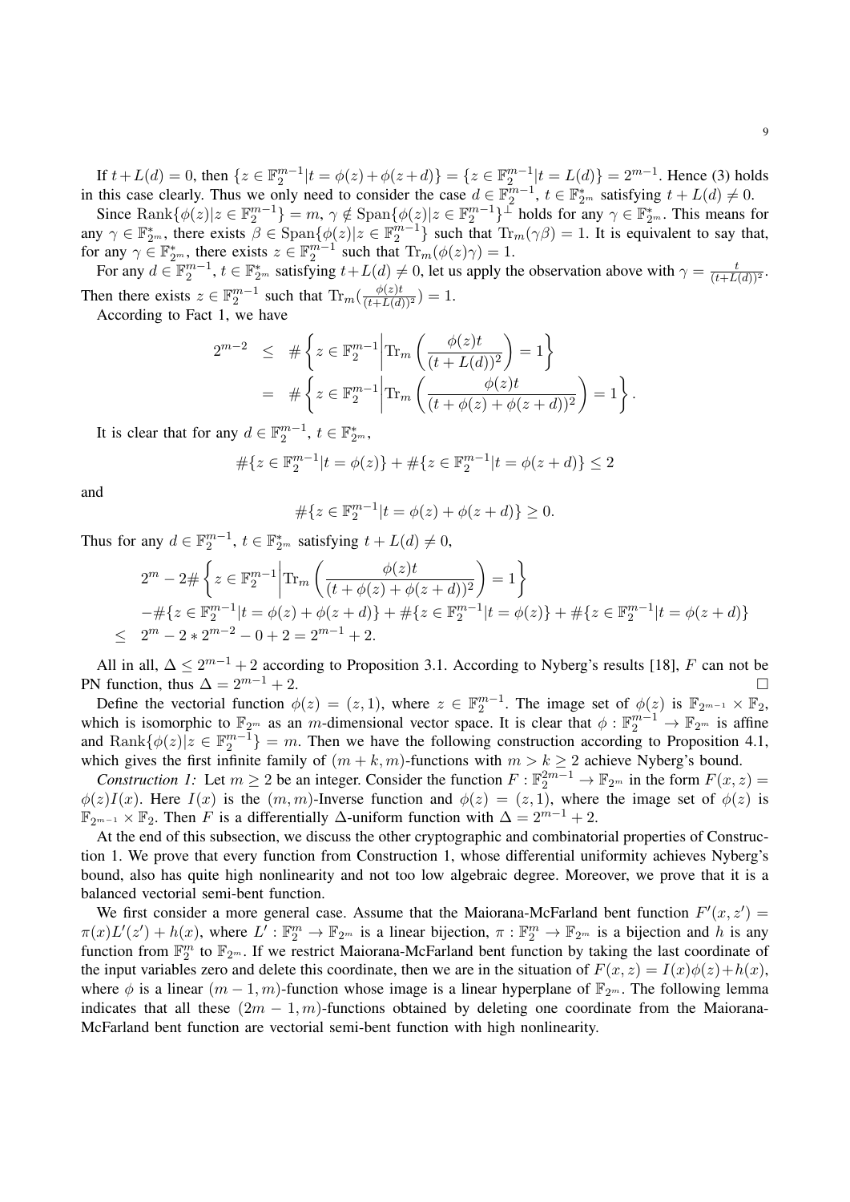If $t+L(d)=0$, then $\{z\in\mathbb{F}_2^{m-1}|t=\phi(z)+\phi(z+d)\}=\{z\in\mathbb{F}_2^{m-1}|t=L(d)\}=2^{m-1}$. Hence (3) holds in this case clearly. Thus we only need to consider the case $d\in\mathbb{F}_2^{m-1}$, $t\in\mathbb{F}_{2^m}^*$ satisfying $t+L(d)\neq 0$.

Since $\mathrm{Rank}\{\phi(z)|z\in\mathbb{F}_2^{m-1}\}=m$, $\gamma\notin\mathrm{Span}\{\phi(z)|z\in\mathbb{F}_2^{m-1}\}^{\perp}$ holds for any $\gamma\in\mathbb{F}_{2^m}^*$. This means for any $\gamma\in\mathbb{F}_{2^m}^*$, there exists $\beta\in\mathrm{Span}\{\phi(z)|z\in\mathbb{F}_2^{m-1}\}$ such that $\mathrm{Tr}_m(\gamma\beta)=1$. It is equivalent to say that, for any $\gamma\in\mathbb{F}_{2^m}^*$, there exists $z\in\mathbb{F}_2^{m-1}$ such that $\mathrm{Tr}_m(\phi(z)\gamma)=1$.

For any $d\in\mathbb{F}_2^{m-1}$, $t\in\mathbb{F}_{2^m}^*$ satisfying $t+L(d)\neq 0$, let us apply the observation above with $\gamma=\frac{t}{(t+L(d))^2}$. Then there exists $z\in\mathbb{F}_2^{m-1}$ such that $\mathrm{Tr}_m(\frac{\phi(z)t}{(t+L(d))^2})=1$.

According to Fact 1, we have

$$
\begin{aligned}
2^{m-2} &\leq \#\left\{z\in\mathbb{F}_2^{m-1}\middle|\mathrm{Tr}_m\left(\frac{\phi(z)t}{(t+L(d))^2}\right)=1\right\}\\
&= \#\left\{z\in\mathbb{F}_2^{m-1}\middle|\mathrm{Tr}_m\left(\frac{\phi(z)t}{(t+\phi(z)+\phi(z+d))^2}\right)=1\right\}.
\end{aligned}
$$

It is clear that for any $d\in\mathbb{F}_2^{m-1}$, $t\in\mathbb{F}_{2^m}^*$,

$$\#\{z\in\mathbb{F}_2^{m-1}|t=\phi(z)\}+\#\{z\in\mathbb{F}_2^{m-1}|t=\phi(z+d)\}\leq 2$$

and

$$\#\{z\in\mathbb{F}_2^{m-1}|t=\phi(z)+\phi(z+d)\}\geq 0.$$

Thus for any $d\in\mathbb{F}_2^{m-1}$, $t\in\mathbb{F}_{2^m}^*$ satisfying $t+L(d)\neq 0$,

$$
\begin{aligned}
&2^m-2\#\left\{z\in\mathbb{F}_2^{m-1}\middle|\mathrm{Tr}_m\left(\frac{\phi(z)t}{(t+\phi(z)+\phi(z+d))^2}\right)=1\right\}\\
&-\#\{z\in\mathbb{F}_2^{m-1}|t=\phi(z)+\phi(z+d)\}+\#\{z\in\mathbb{F}_2^{m-1}|t=\phi(z)\}+\#\{z\in\mathbb{F}_2^{m-1}|t=\phi(z+d)\}\\
\leq\ & 2^m-2*2^{m-2}-0+2=2^{m-1}+2.
\end{aligned}
$$

All in all, $\Delta\leq 2^{m-1}+2$ according to Proposition 3.1. According to Nyberg's results [18], $F$ can not be PN function, thus $\Delta=2^{m-1}+2$. □

Define the vectorial function $\phi(z)=(z,1)$, where $z\in\mathbb{F}_2^{m-1}$. The image set of $\phi(z)$ is $\mathbb{F}_{2^{m-1}}\times\mathbb{F}_2$, which is isomorphic to $\mathbb{F}_{2^m}$ as an $m$-dimensional vector space. It is clear that $\phi:\mathbb{F}_2^{m-1}\to\mathbb{F}_{2^m}$ is affine and $\mathrm{Rank}\{\phi(z)|z\in\mathbb{F}_2^{m-1}\}=m$. Then we have the following construction according to Proposition 4.1, which gives the first infinite family of $(m+k,m)$-functions with $m>k\geq 2$ achieve Nyberg's bound.

*Construction 1:* Let $m\geq 2$ be an integer. Consider the function $F:\mathbb{F}_2^{2m-1}\to\mathbb{F}_{2^m}$ in the form $F(x,z)=\phi(z)I(x)$. Here $I(x)$ is the $(m,m)$-Inverse function and $\phi(z)=(z,1)$, where the image set of $\phi(z)$ is $\mathbb{F}_{2^{m-1}}\times\mathbb{F}_2$. Then $F$ is a differentially $\Delta$-uniform function with $\Delta=2^{m-1}+2$.

At the end of this subsection, we discuss the other cryptographic and combinatorial properties of Construction 1. We prove that every function from Construction 1, whose differential uniformity achieves Nyberg's bound, also has quite high nonlinearity and not too low algebraic degree. Moreover, we prove that it is a balanced vectorial semi-bent function.

We first consider a more general case. Assume that the Maiorana-McFarland bent function $F'(x,z')=\pi(x)L'(z')+h(x)$, where $L':\mathbb{F}_2^m\to\mathbb{F}_{2^m}$ is a linear bijection, $\pi:\mathbb{F}_2^m\to\mathbb{F}_{2^m}$ is a bijection and $h$ is any function from $\mathbb{F}_2^m$ to $\mathbb{F}_{2^m}$. If we restrict Maiorana-McFarland bent function by taking the last coordinate of the input variables zero and delete this coordinate, then we are in the situation of $F(x,z)=I(x)\phi(z)+h(x)$, where $\phi$ is a linear $(m-1,m)$-function whose image is a linear hyperplane of $\mathbb{F}_{2^m}$. The following lemma indicates that all these $(2m-1,m)$-functions obtained by deleting one coordinate from the Maiorana-McFarland bent function are vectorial semi-bent function with high nonlinearity.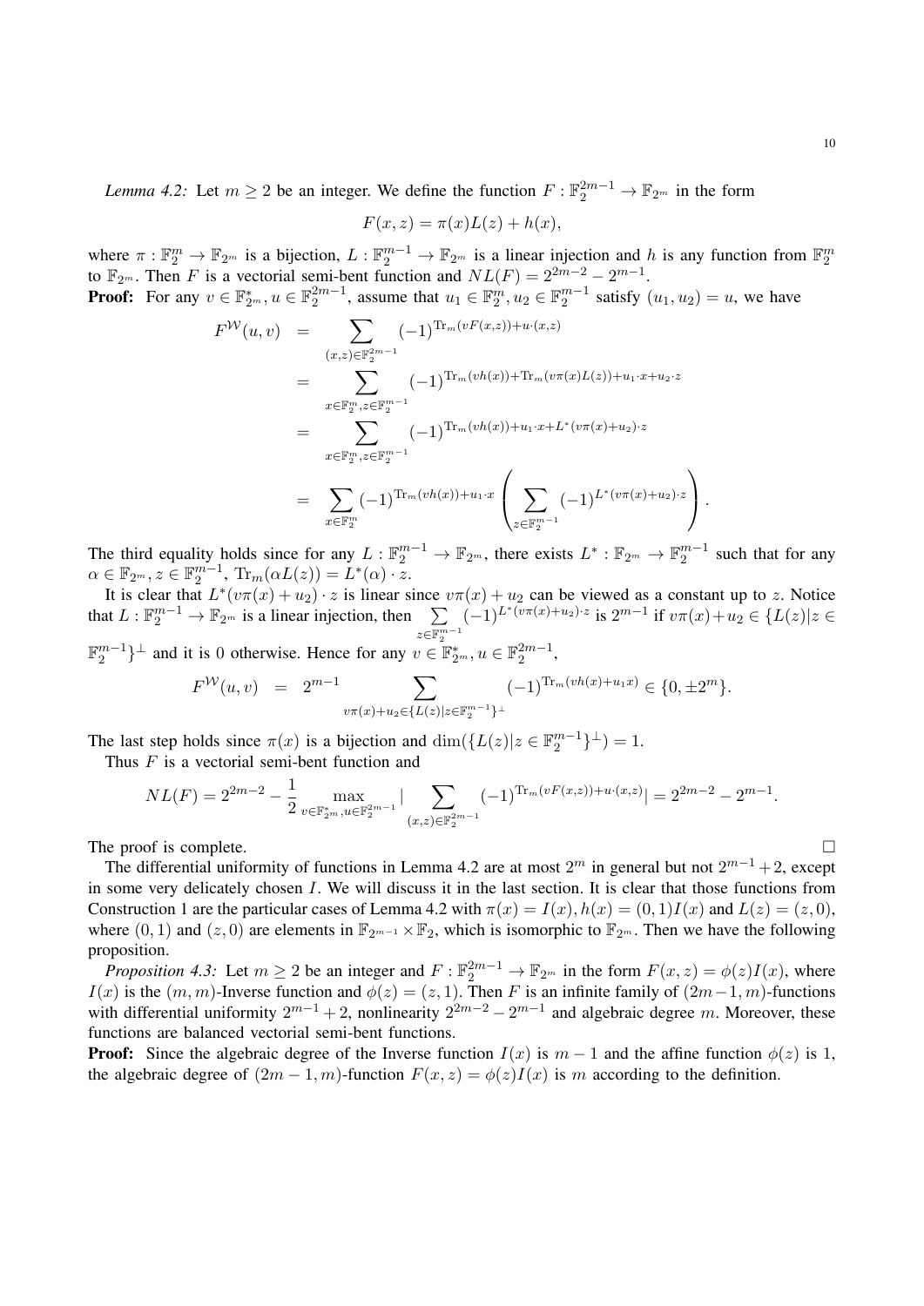*Lemma 4.2:* Let $m \geq 2$ be an integer. We define the function $F : \mathbb{F}_2^{2m-1} \to \mathbb{F}_{2^m}$ in the form

$$F(x, z) = \pi(x)L(z) + h(x),$$

where $\pi : \mathbb{F}_2^m \to \mathbb{F}_{2^m}$ is a bijection, $L : \mathbb{F}_2^{m-1} \to \mathbb{F}_{2^m}$ is a linear injection and $h$ is any function from $\mathbb{F}_2^m$ to $\mathbb{F}_{2^m}$. Then $F$ is a vectorial semi-bent function and $NL(F) = 2^{2m-2} - 2^{m-1}$.

**Proof:** For any $v \in \mathbb{F}_{2^m}^*, u \in \mathbb{F}_2^{2m-1}$, assume that $u_1 \in \mathbb{F}_2^m, u_2 \in \mathbb{F}_2^{m-1}$ satisfy $(u_1, u_2) = u$, we have

$$\begin{aligned}
F^{\mathcal{W}}(u, v) &= \sum_{(x,z)\in\mathbb{F}_2^{2m-1}} (-1)^{\mathrm{Tr}_m(vF(x,z))+u\cdot(x,z)} \\
&= \sum_{x\in\mathbb{F}_2^m, z\in\mathbb{F}_2^{m-1}} (-1)^{\mathrm{Tr}_m(vh(x))+\mathrm{Tr}_m(v\pi(x)L(z))+u_1\cdot x+u_2\cdot z} \\
&= \sum_{x\in\mathbb{F}_2^m, z\in\mathbb{F}_2^{m-1}} (-1)^{\mathrm{Tr}_m(vh(x))+u_1\cdot x+L^*(v\pi(x)+u_2)\cdot z} \\
&= \sum_{x\in\mathbb{F}_2^m} (-1)^{\mathrm{Tr}_m(vh(x))+u_1\cdot x} \left( \sum_{z\in\mathbb{F}_2^{m-1}} (-1)^{L^*(v\pi(x)+u_2)\cdot z} \right).
\end{aligned}$$

The third equality holds since for any $L : \mathbb{F}_2^{m-1} \to \mathbb{F}_{2^m}$, there exists $L^* : \mathbb{F}_{2^m} \to \mathbb{F}_2^{m-1}$ such that for any $\alpha \in \mathbb{F}_{2^m}, z \in \mathbb{F}_2^{m-1}$, $\mathrm{Tr}_m(\alpha L(z)) = L^*(\alpha) \cdot z$.

It is clear that $L^*(v\pi(x) + u_2) \cdot z$ is linear since $v\pi(x) + u_2$ can be viewed as a constant up to $z$. Notice that $L : \mathbb{F}_2^{m-1} \to \mathbb{F}_{2^m}$ is a linear injection, then $\sum_{z\in\mathbb{F}_2^{m-1}} (-1)^{L^*(v\pi(x)+u_2)\cdot z}$ is $2^{m-1}$ if $v\pi(x)+u_2 \in \{L(z)|z \in \mathbb{F}_2^{m-1}\}^\perp$ and it is 0 otherwise. Hence for any $v \in \mathbb{F}_{2^m}^*, u \in \mathbb{F}_2^{2m-1}$,

$$F^{\mathcal{W}}(u, v) = 2^{m-1} \sum_{v\pi(x)+u_2\in\{L(z)|z\in\mathbb{F}_2^{m-1}\}^\perp} (-1)^{\mathrm{Tr}_m(vh(x)+u_1x)} \in \{0, \pm 2^m\}.$$

The last step holds since $\pi(x)$ is a bijection and $\dim(\{L(z)|z \in \mathbb{F}_2^{m-1}\}^\perp) = 1$.

Thus $F$ is a vectorial semi-bent function and

$$NL(F) = 2^{2m-2} - \frac{1}{2} \max_{v\in\mathbb{F}_{2^m}^*, u\in\mathbb{F}_2^{2m-1}} \Big| \sum_{(x,z)\in\mathbb{F}_2^{2m-1}} (-1)^{\mathrm{Tr}_m(vF(x,z))+u\cdot(x,z)} \Big| = 2^{2m-2} - 2^{m-1}.$$

The proof is complete. $\square$

The differential uniformity of functions in Lemma 4.2 are at most $2^m$ in general but not $2^{m-1}+2$, except in some very delicately chosen $I$. We will discuss it in the last section. It is clear that those functions from Construction 1 are the particular cases of Lemma 4.2 with $\pi(x) = I(x), h(x) = (0, 1)I(x)$ and $L(z) = (z, 0)$, where $(0, 1)$ and $(z, 0)$ are elements in $\mathbb{F}_{2^{m-1}} \times \mathbb{F}_2$, which is isomorphic to $\mathbb{F}_{2^m}$. Then we have the following proposition.

*Proposition 4.3:* Let $m \geq 2$ be an integer and $F : \mathbb{F}_2^{2m-1} \to \mathbb{F}_{2^m}$ in the form $F(x, z) = \phi(z)I(x)$, where $I(x)$ is the $(m, m)$-Inverse function and $\phi(z) = (z, 1)$. Then $F$ is an infinite family of $(2m-1, m)$-functions with differential uniformity $2^{m-1} + 2$, nonlinearity $2^{2m-2} - 2^{m-1}$ and algebraic degree $m$. Moreover, these functions are balanced vectorial semi-bent functions.

**Proof:** Since the algebraic degree of the Inverse function $I(x)$ is $m - 1$ and the affine function $\phi(z)$ is 1, the algebraic degree of $(2m - 1, m)$-function $F(x, z) = \phi(z)I(x)$ is $m$ according to the definition.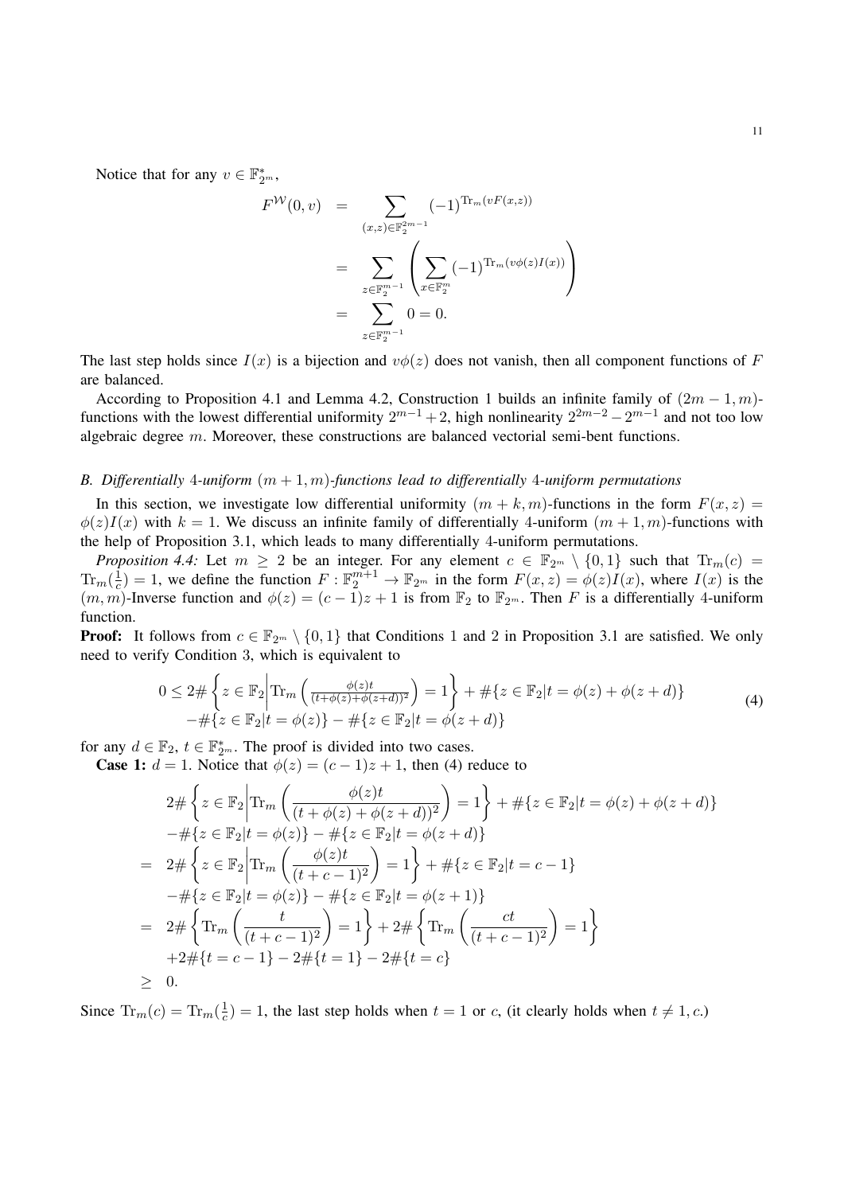Notice that for any $v \in \mathbb{F}_{2^m}^*$,

$$
\begin{aligned}
F^{\mathcal{W}}(0, v) &= \sum_{(x,z)\in\mathbb{F}_2^{2m-1}} (-1)^{\mathrm{Tr}_m(vF(x,z))} \\
&= \sum_{z\in\mathbb{F}_2^{m-1}} \left( \sum_{x\in\mathbb{F}_2^m} (-1)^{\mathrm{Tr}_m(v\phi(z)I(x))} \right) \\
&= \sum_{z\in\mathbb{F}_2^{m-1}} 0 = 0.
\end{aligned}
$$

The last step holds since $I(x)$ is a bijection and $v\phi(z)$ does not vanish, then all component functions of $F$ are balanced.

According to Proposition 4.1 and Lemma 4.2, Construction 1 builds an infinite family of $(2m-1, m)$-functions with the lowest differential uniformity $2^{m-1}+2$, high nonlinearity $2^{2m-2} - 2^{m-1}$ and not too low algebraic degree $m$. Moreover, these constructions are balanced vectorial semi-bent functions.

### B. *Differentially* 4*-uniform* $(m+1, m)$*-functions lead to differentially* 4*-uniform permutations*

In this section, we investigate low differential uniformity $(m+k, m)$-functions in the form $F(x, z) = \phi(z)I(x)$ with $k = 1$. We discuss an infinite family of differentially 4-uniform $(m+1, m)$-functions with the help of Proposition 3.1, which leads to many differentially 4-uniform permutations.

*Proposition 4.4:* Let $m \geq 2$ be an integer. For any element $c \in \mathbb{F}_{2^m} \setminus \{0, 1\}$ such that $\mathrm{Tr}_m(c) = \mathrm{Tr}_m(\frac{1}{c}) = 1$, we define the function $F : \mathbb{F}_2^{m+1} \to \mathbb{F}_{2^m}$ in the form $F(x, z) = \phi(z)I(x)$, where $I(x)$ is the $(m, m)$-Inverse function and $\phi(z) = (c-1)z + 1$ is from $\mathbb{F}_2$ to $\mathbb{F}_{2^m}$. Then $F$ is a differentially 4-uniform function.

**Proof:** It follows from $c \in \mathbb{F}_{2^m} \setminus \{0, 1\}$ that Conditions 1 and 2 in Proposition 3.1 are satisfied. We only need to verify Condition 3, which is equivalent to

$$
\begin{aligned}
0 \leq 2\#\left\{z \in \mathbb{F}_2 \middle| \mathrm{Tr}_m\left(\tfrac{\phi(z)t}{(t+\phi(z)+\phi(z+d))^2}\right) = 1\right\} + \#\{z \in \mathbb{F}_2 | t = \phi(z) + \phi(z+d)\} \\
-\#\{z \in \mathbb{F}_2 | t = \phi(z)\} - \#\{z \in \mathbb{F}_2 | t = \phi(z+d)\}
\end{aligned}
\tag{4}
$$

for any $d \in \mathbb{F}_2$, $t \in \mathbb{F}_{2^m}^*$. The proof is divided into two cases.

**Case 1:** $d = 1$. Notice that $\phi(z) = (c-1)z + 1$, then (4) reduce to

$$
\begin{aligned}
& 2\#\left\{z \in \mathbb{F}_2 \middle| \mathrm{Tr}_m\left(\frac{\phi(z)t}{(t+\phi(z)+\phi(z+d))^2}\right) = 1\right\} + \#\{z \in \mathbb{F}_2 | t = \phi(z) + \phi(z+d)\} \\
& -\#\{z \in \mathbb{F}_2 | t = \phi(z)\} - \#\{z \in \mathbb{F}_2 | t = \phi(z+d)\} \\
=\ & 2\#\left\{z \in \mathbb{F}_2 \middle| \mathrm{Tr}_m\left(\frac{\phi(z)t}{(t+c-1)^2}\right) = 1\right\} + \#\{z \in \mathbb{F}_2 | t = c-1\} \\
& -\#\{z \in \mathbb{F}_2 | t = \phi(z)\} - \#\{z \in \mathbb{F}_2 | t = \phi(z+1)\} \\
=\ & 2\#\left\{\mathrm{Tr}_m\left(\frac{t}{(t+c-1)^2}\right) = 1\right\} + 2\#\left\{\mathrm{Tr}_m\left(\frac{ct}{(t+c-1)^2}\right) = 1\right\} \\
& +2\#\{t = c-1\} - 2\#\{t = 1\} - 2\#\{t = c\} \\
\geq\ & 0.
\end{aligned}
$$

Since $\mathrm{Tr}_m(c) = \mathrm{Tr}_m(\frac{1}{c}) = 1$, the last step holds when $t = 1$ or $c$, (it clearly holds when $t \neq 1, c$.)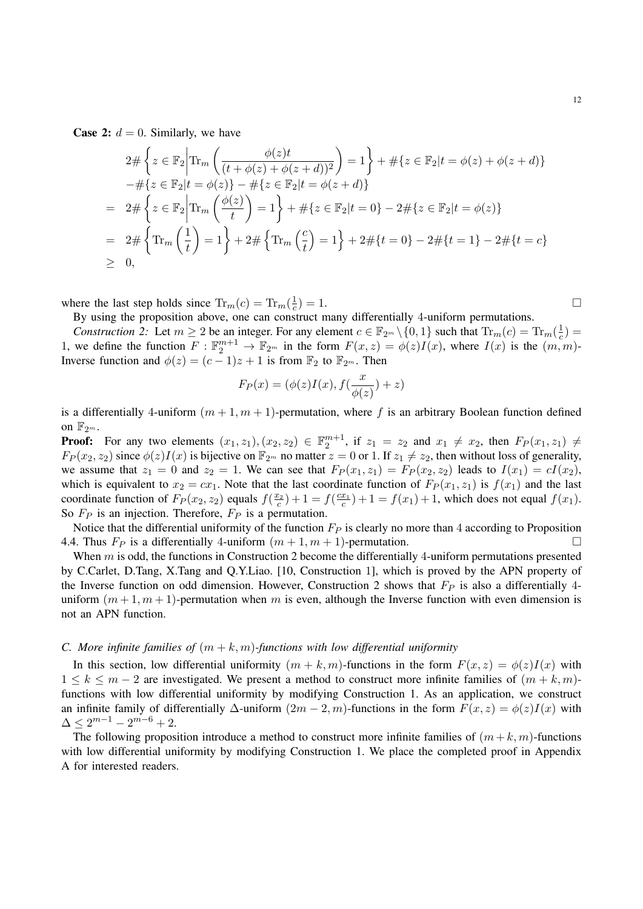**Case 2:** $d = 0$. Similarly, we have

$$
\begin{aligned}
& 2\#\left\{z \in \mathbb{F}_2 \middle| \mathrm{Tr}_m\left(\frac{\phi(z)t}{(t+\phi(z)+\phi(z+d))^2}\right) = 1\right\} + \#\{z \in \mathbb{F}_2 | t = \phi(z) + \phi(z+d)\} \\
& -\#\{z \in \mathbb{F}_2 | t = \phi(z)\} - \#\{z \in \mathbb{F}_2 | t = \phi(z+d)\} \\
= \;& 2\#\left\{z \in \mathbb{F}_2 \middle| \mathrm{Tr}_m\left(\frac{\phi(z)}{t}\right) = 1\right\} + \#\{z \in \mathbb{F}_2 | t = 0\} - 2\#\{z \in \mathbb{F}_2 | t = \phi(z)\} \\
= \;& 2\#\left\{\mathrm{Tr}_m\left(\frac{1}{t}\right) = 1\right\} + 2\#\left\{\mathrm{Tr}_m\left(\frac{c}{t}\right) = 1\right\} + 2\#\{t = 0\} - 2\#\{t = 1\} - 2\#\{t = c\} \\
\geq \;& 0,
\end{aligned}
$$

where the last step holds since $\mathrm{Tr}_m(c) = \mathrm{Tr}_m(\frac{1}{c}) = 1$. □

By using the proposition above, one can construct many differentially 4-uniform permutations.

*Construction 2:* Let $m \geq 2$ be an integer. For any element $c \in \mathbb{F}_{2^m} \setminus \{0, 1\}$ such that $\mathrm{Tr}_m(c) = \mathrm{Tr}_m(\frac{1}{c}) = 1$, we define the function $F : \mathbb{F}_2^{m+1} \to \mathbb{F}_{2^m}$ in the form $F(x, z) = \phi(z)I(x)$, where $I(x)$ is the $(m, m)$-Inverse function and $\phi(z) = (c-1)z + 1$ is from $\mathbb{F}_2$ to $\mathbb{F}_{2^m}$. Then

$$
F_P(x) = (\phi(z)I(x), f(\frac{x}{\phi(z)}) + z)
$$

is a differentially 4-uniform $(m+1, m+1)$-permutation, where $f$ is an arbitrary Boolean function defined on $\mathbb{F}_{2^m}$.

**Proof:** For any two elements $(x_1, z_1), (x_2, z_2) \in \mathbb{F}_2^{m+1}$, if $z_1 = z_2$ and $x_1 \neq x_2$, then $F_P(x_1, z_1) \neq F_P(x_2, z_2)$ since $\phi(z)I(x)$ is bijective on $\mathbb{F}_{2^m}$ no matter $z = 0$ or 1. If $z_1 \neq z_2$, then without loss of generality, we assume that $z_1 = 0$ and $z_2 = 1$. We can see that $F_P(x_1, z_1) = F_P(x_2, z_2)$ leads to $I(x_1) = cI(x_2)$, which is equivalent to $x_2 = cx_1$. Note that the last coordinate function of $F_P(x_1, z_1)$ is $f(x_1)$ and the last coordinate function of $F_P(x_2, z_2)$ equals $f(\frac{x_2}{c}) + 1 = f(\frac{cx_1}{c}) + 1 = f(x_1) + 1$, which does not equal $f(x_1)$. So $F_P$ is an injection. Therefore, $F_P$ is a permutation.

Notice that the differential uniformity of the function $F_P$ is clearly no more than 4 according to Proposition 4.4. Thus $F_P$ is a differentially 4-uniform $(m+1, m+1)$-permutation. □

When $m$ is odd, the functions in Construction 2 become the differentially 4-uniform permutations presented by C.Carlet, D.Tang, X.Tang and Q.Y.Liao. [10, Construction 1], which is proved by the APN property of the Inverse function on odd dimension. However, Construction 2 shows that $F_P$ is also a differentially 4-uniform $(m+1, m+1)$-permutation when $m$ is even, although the Inverse function with even dimension is not an APN function.

### *C. More infinite families of $(m+k, m)$-functions with low differential uniformity*

In this section, low differential uniformity $(m+k, m)$-functions in the form $F(x, z) = \phi(z)I(x)$ with $1 \leq k \leq m-2$ are investigated. We present a method to construct more infinite families of $(m+k, m)$-functions with low differential uniformity by modifying Construction 1. As an application, we construct an infinite family of differentially $\Delta$-uniform $(2m-2, m)$-functions in the form $F(x, z) = \phi(z)I(x)$ with $\Delta \leq 2^{m-1} - 2^{m-6} + 2$.

The following proposition introduce a method to construct more infinite families of $(m+k, m)$-functions with low differential uniformity by modifying Construction 1. We place the completed proof in Appendix A for interested readers.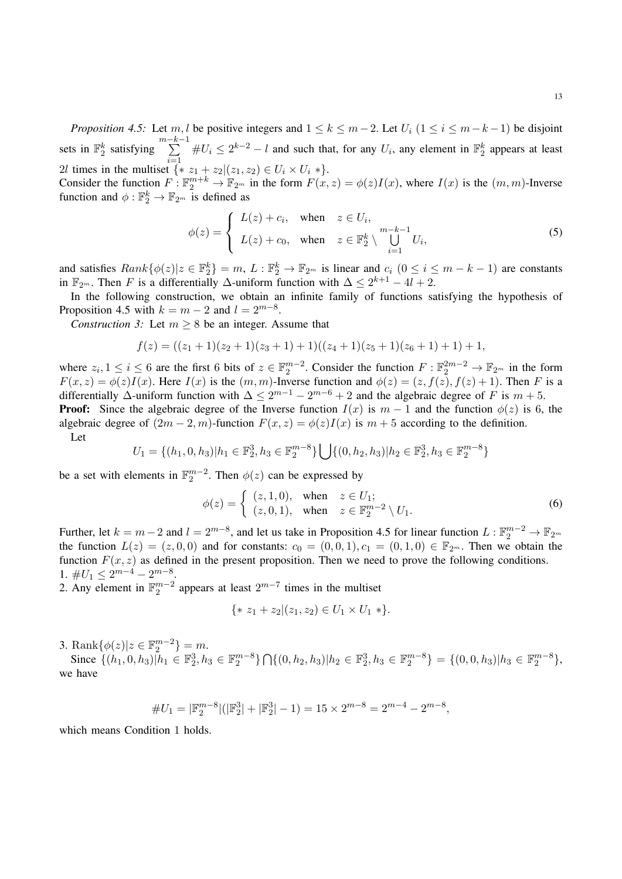*Proposition 4.5:* Let $m, l$ be positive integers and $1 \le k \le m-2$. Let $U_i$ $(1 \le i \le m-k-1)$ be disjoint sets in $\mathbb{F}_2^k$ satisfying $\sum_{i=1}^{m-k-1} \#U_i \le 2^{k-2} - l$ and such that, for any $U_i$, any element in $\mathbb{F}_2^k$ appears at least $2l$ times in the multiset $\{* \; z_1 + z_2 | (z_1, z_2) \in U_i \times U_i \; *\}$.
Consider the function $F : \mathbb{F}_2^{m+k} \to \mathbb{F}_{2^m}$ in the form $F(x, z) = \phi(z) I(x)$, where $I(x)$ is the $(m, m)$-Inverse function and $\phi : \mathbb{F}_2^k \to \mathbb{F}_{2^m}$ is defined as

$$\phi(z) = \begin{cases} L(z) + c_i, & \text{when} \quad z \in U_i, \\ L(z) + c_0, & \text{when} \quad z \in \mathbb{F}_2^k \setminus \bigcup_{i=1}^{m-k-1} U_i, \end{cases} \tag{5}$$

and satisfies $Rank\{\phi(z) | z \in \mathbb{F}_2^k\} = m$, $L : \mathbb{F}_2^k \to \mathbb{F}_{2^m}$ is linear and $c_i$ $(0 \le i \le m-k-1)$ are constants in $\mathbb{F}_{2^m}$. Then $F$ is a differentially $\Delta$-uniform function with $\Delta \le 2^{k+1} - 4l + 2$.

In the following construction, we obtain an infinite family of functions satisfying the hypothesis of Proposition 4.5 with $k = m-2$ and $l = 2^{m-8}$.

*Construction 3:* Let $m \ge 8$ be an integer. Assume that

$$f(z) = ((z_1 + 1)(z_2 + 1)(z_3 + 1) + 1)((z_4 + 1)(z_5 + 1)(z_6 + 1) + 1) + 1,$$

where $z_i, 1 \le i \le 6$ are the first 6 bits of $z \in \mathbb{F}_2^{m-2}$. Consider the function $F : \mathbb{F}_2^{2m-2} \to \mathbb{F}_{2^m}$ in the form $F(x, z) = \phi(z) I(x)$. Here $I(x)$ is the $(m, m)$-Inverse function and $\phi(z) = (z, f(z), f(z) + 1)$. Then $F$ is a differentially $\Delta$-uniform function with $\Delta \le 2^{m-1} - 2^{m-6} + 2$ and the algebraic degree of $F$ is $m + 5$.

**Proof:** Since the algebraic degree of the Inverse function $I(x)$ is $m-1$ and the function $\phi(z)$ is 6, the algebraic degree of $(2m-2, m)$-function $F(x, z) = \phi(z) I(x)$ is $m + 5$ according to the definition.

Let

$$U_1 = \{(h_1, 0, h_3) | h_1 \in \mathbb{F}_2^3, h_3 \in \mathbb{F}_2^{m-8}\} \bigcup \{(0, h_2, h_3) | h_2 \in \mathbb{F}_2^3, h_3 \in \mathbb{F}_2^{m-8}\}$$

be a set with elements in $\mathbb{F}_2^{m-2}$. Then $\phi(z)$ can be expressed by

$$\phi(z) = \begin{cases} (z, 1, 0), & \text{when} \quad z \in U_1; \\ (z, 0, 1), & \text{when} \quad z \in \mathbb{F}_2^{m-2} \setminus U_1. \end{cases} \tag{6}$$

Further, let $k = m-2$ and $l = 2^{m-8}$, and let us take in Proposition 4.5 for linear function $L : \mathbb{F}_2^{m-2} \to \mathbb{F}_{2^m}$ the function $L(z) = (z, 0, 0)$ and for constants: $c_0 = (0, 0, 1), c_1 = (0, 1, 0) \in \mathbb{F}_{2^m}$. Then we obtain the function $F(x, z)$ as defined in the present proposition. Then we need to prove the following conditions.

1. $\#U_1 \le 2^{m-4} - 2^{m-8}$.
2. Any element in $\mathbb{F}_2^{m-2}$ appears at least $2^{m-7}$ times in the multiset

$$\{* \; z_1 + z_2 | (z_1, z_2) \in U_1 \times U_1 \; *\}.$$

3. $\text{Rank}\{\phi(z) | z \in \mathbb{F}_2^{m-2}\} = m$.

Since $\{(h_1, 0, h_3) | h_1 \in \mathbb{F}_2^3, h_3 \in \mathbb{F}_2^{m-8}\} \bigcap \{(0, h_2, h_3) | h_2 \in \mathbb{F}_2^3, h_3 \in \mathbb{F}_2^{m-8}\} = \{(0, 0, h_3) | h_3 \in \mathbb{F}_2^{m-8}\}$, we have

$$\#U_1 = |\mathbb{F}_2^{m-8}| (|\mathbb{F}_2^3| + |\mathbb{F}_2^3| - 1) = 15 \times 2^{m-8} = 2^{m-4} - 2^{m-8},$$

which means Condition 1 holds.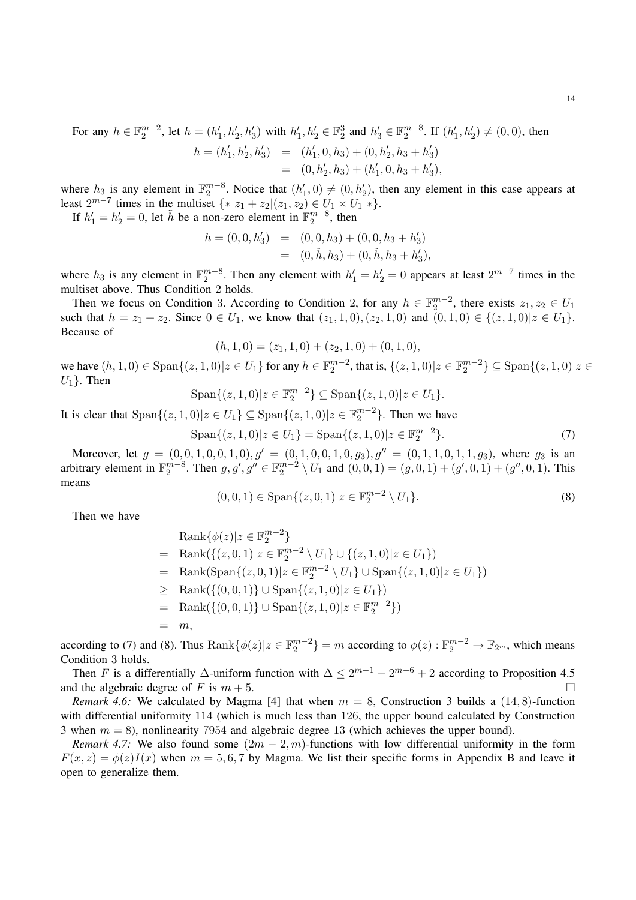For any $h \in \mathbb{F}_2^{m-2}$, let $h = (h_1', h_2', h_3')$ with $h_1', h_2' \in \mathbb{F}_2^3$ and $h_3' \in \mathbb{F}_2^{m-8}$. If $(h_1', h_2') \neq (0,0)$, then

$$
\begin{aligned}
h = (h_1', h_2', h_3') &= (h_1', 0, h_3) + (0, h_2', h_3 + h_3') \\
&= (0, h_2', h_3) + (h_1', 0, h_3 + h_3'),
\end{aligned}
$$

where $h_3$ is any element in $\mathbb{F}_2^{m-8}$. Notice that $(h_1', 0) \neq (0, h_2')$, then any element in this case appears at least $2^{m-7}$ times in the multiset $\{* \ z_1 + z_2 | (z_1, z_2) \in U_1 \times U_1 \ *\}$.

If $h_1' = h_2' = 0$, let $\tilde{h}$ be a non-zero element in $\mathbb{F}_2^{m-8}$, then

$$
\begin{aligned}
h = (0, 0, h_3') &= (0, 0, h_3) + (0, 0, h_3 + h_3') \\
&= (0, \tilde{h}, h_3) + (0, \tilde{h}, h_3 + h_3'),
\end{aligned}
$$

where $h_3$ is any element in $\mathbb{F}_2^{m-8}$. Then any element with $h_1' = h_2' = 0$ appears at least $2^{m-7}$ times in the multiset above. Thus Condition 2 holds.

Then we focus on Condition 3. According to Condition 2, for any $h \in \mathbb{F}_2^{m-2}$, there exists $z_1, z_2 \in U_1$ such that $h = z_1 + z_2$. Since $0 \in U_1$, we know that $(z_1, 1, 0), (z_2, 1, 0)$ and $(0, 1, 0) \in \{(z, 1, 0) | z \in U_1\}$. Because of

$$
(h, 1, 0) = (z_1, 1, 0) + (z_2, 1, 0) + (0, 1, 0),
$$

we have $(h, 1, 0) \in \mathrm{Span}\{(z, 1, 0) | z \in U_1\}$ for any $h \in \mathbb{F}_2^{m-2}$, that is, $\{(z, 1, 0) | z \in \mathbb{F}_2^{m-2}\} \subseteq \mathrm{Span}\{(z, 1, 0) | z \in U_1\}$. Then

$$
\mathrm{Span}\{(z, 1, 0) | z \in \mathbb{F}_2^{m-2}\} \subseteq \mathrm{Span}\{(z, 1, 0) | z \in U_1\}.
$$

It is clear that $\mathrm{Span}\{(z, 1, 0) | z \in U_1\} \subseteq \mathrm{Span}\{(z, 1, 0) | z \in \mathbb{F}_2^{m-2}\}$. Then we have

$$
\mathrm{Span}\{(z, 1, 0) | z \in U_1\} = \mathrm{Span}\{(z, 1, 0) | z \in \mathbb{F}_2^{m-2}\}. \tag{7}
$$

Moreover, let $g = (0, 0, 1, 0, 0, 1, 0), g' = (0, 1, 0, 0, 1, 0, g_3), g'' = (0, 1, 1, 0, 1, 1, g_3)$, where $g_3$ is an arbitrary element in $\mathbb{F}_2^{m-8}$. Then $g, g', g'' \in \mathbb{F}_2^{m-2} \setminus U_1$ and $(0, 0, 1) = (g, 0, 1) + (g', 0, 1) + (g'', 0, 1)$. This means

$$
(0, 0, 1) \in \mathrm{Span}\{(z, 0, 1) | z \in \mathbb{F}_2^{m-2} \setminus U_1\}. \tag{8}
$$

Then we have

$$
\begin{aligned}
& \mathrm{Rank}\{\phi(z) | z \in \mathbb{F}_2^{m-2}\} \\
= \ & \mathrm{Rank}(\{(z, 0, 1) | z \in \mathbb{F}_2^{m-2} \setminus U_1\} \cup \{(z, 1, 0) | z \in U_1\}) \\
= \ & \mathrm{Rank}(\mathrm{Span}\{(z, 0, 1) | z \in \mathbb{F}_2^{m-2} \setminus U_1\} \cup \mathrm{Span}\{(z, 1, 0) | z \in U_1\}) \\
\geq \ & \mathrm{Rank}(\{(0, 0, 1)\} \cup \mathrm{Span}\{(z, 1, 0) | z \in U_1\}) \\
= \ & \mathrm{Rank}(\{(0, 0, 1)\} \cup \mathrm{Span}\{(z, 1, 0) | z \in \mathbb{F}_2^{m-2}\}) \\
= \ & m,
\end{aligned}
$$

according to (7) and (8). Thus $\mathrm{Rank}\{\phi(z) | z \in \mathbb{F}_2^{m-2}\} = m$ according to $\phi(z) : \mathbb{F}_2^{m-2} \to \mathbb{F}_{2^m}$, which means Condition 3 holds.

Then $F$ is a differentially $\Delta$-uniform function with $\Delta \leq 2^{m-1} - 2^{m-6} + 2$ according to Proposition 4.5 and the algebraic degree of $F$ is $m + 5$. □

*Remark 4.6:* We calculated by Magma [4] that when $m = 8$, Construction 3 builds a $(14, 8)$-function with differential uniformity 114 (which is much less than 126, the upper bound calculated by Construction 3 when $m = 8$), nonlinearity 7954 and algebraic degree 13 (which achieves the upper bound).

*Remark 4.7:* We also found some $(2m - 2, m)$-functions with low differential uniformity in the form $F(x, z) = \phi(z) I(x)$ when $m = 5, 6, 7$ by Magma. We list their specific forms in Appendix B and leave it open to generalize them.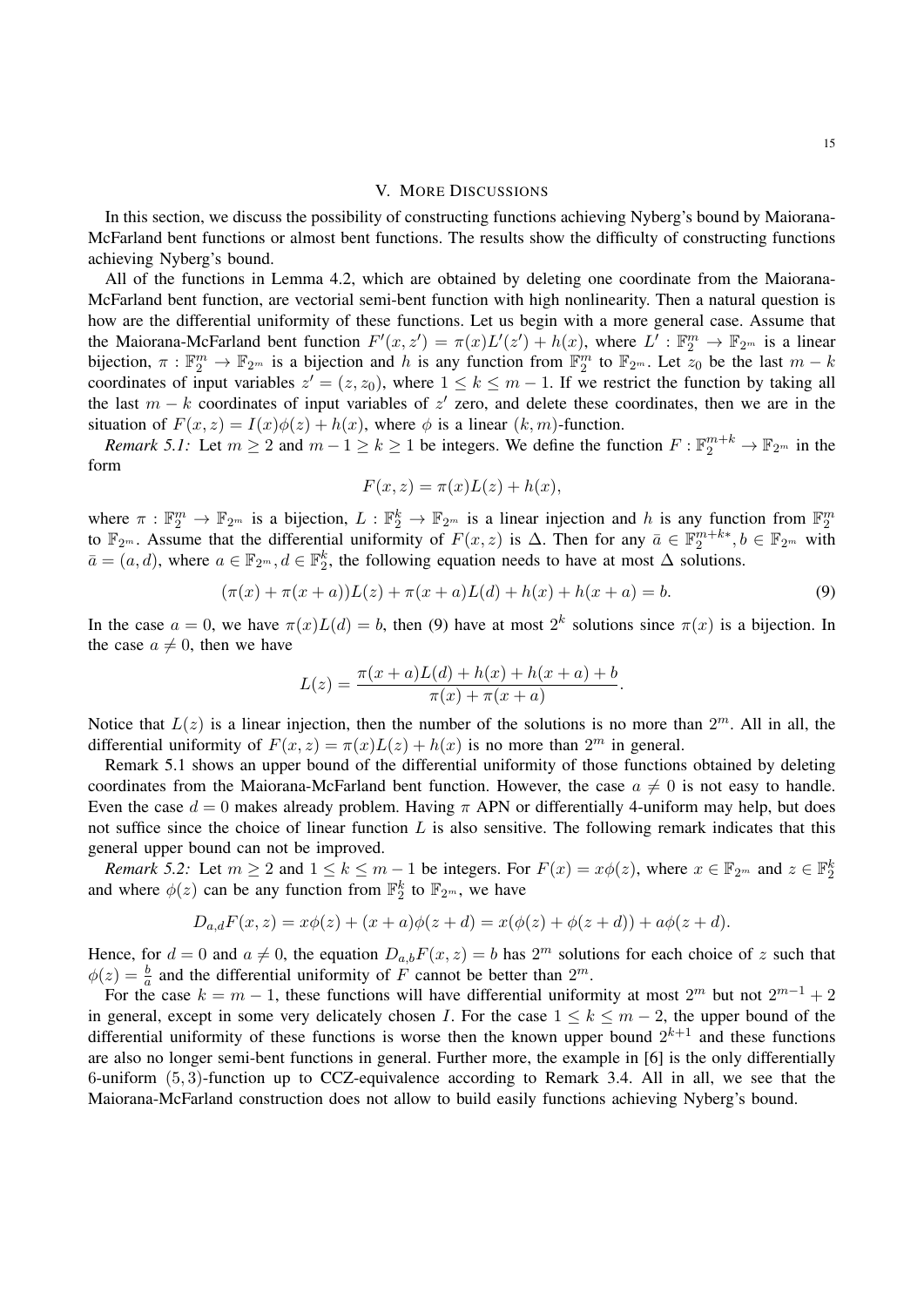## V. More Discussions

In this section, we discuss the possibility of constructing functions achieving Nyberg's bound by Maiorana-McFarland bent functions or almost bent functions. The results show the difficulty of constructing functions achieving Nyberg's bound.

All of the functions in Lemma 4.2, which are obtained by deleting one coordinate from the Maiorana-McFarland bent function, are vectorial semi-bent function with high nonlinearity. Then a natural question is how are the differential uniformity of these functions. Let us begin with a more general case. Assume that the Maiorana-McFarland bent function $F'(x, z') = \pi(x)L'(z') + h(x)$, where $L' : \mathbb{F}_2^m \to \mathbb{F}_{2^m}$ is a linear bijection, $\pi : \mathbb{F}_2^m \to \mathbb{F}_{2^m}$ is a bijection and $h$ is any function from $\mathbb{F}_2^m$ to $\mathbb{F}_{2^m}$. Let $z_0$ be the last $m-k$ coordinates of input variables $z' = (z, z_0)$, where $1 \leq k \leq m-1$. If we restrict the function by taking all the last $m-k$ coordinates of input variables of $z'$ zero, and delete these coordinates, then we are in the situation of $F(x, z) = I(x)\phi(z) + h(x)$, where $\phi$ is a linear $(k, m)$-function.

*Remark 5.1:* Let $m \geq 2$ and $m-1 \geq k \geq 1$ be integers. We define the function $F : \mathbb{F}_2^{m+k} \to \mathbb{F}_{2^m}$ in the form

$$F(x, z) = \pi(x)L(z) + h(x),$$

where $\pi : \mathbb{F}_2^m \to \mathbb{F}_{2^m}$ is a bijection, $L : \mathbb{F}_2^k \to \mathbb{F}_{2^m}$ is a linear injection and $h$ is any function from $\mathbb{F}_2^m$ to $\mathbb{F}_{2^m}$. Assume that the differential uniformity of $F(x, z)$ is $\Delta$. Then for any $\bar{a} \in \mathbb{F}_2^{m+k*}, b \in \mathbb{F}_{2^m}$ with $\bar{a} = (a, d)$, where $a \in \mathbb{F}_{2^m}, d \in \mathbb{F}_2^k$, the following equation needs to have at most $\Delta$ solutions.

$$(\pi(x) + \pi(x+a))L(z) + \pi(x+a)L(d) + h(x) + h(x+a) = b. \tag{9}$$

In the case $a = 0$, we have $\pi(x)L(d) = b$, then (9) have at most $2^k$ solutions since $\pi(x)$ is a bijection. In the case $a \neq 0$, then we have

$$L(z) = \frac{\pi(x+a)L(d) + h(x) + h(x+a) + b}{\pi(x) + \pi(x+a)}.$$

Notice that $L(z)$ is a linear injection, then the number of the solutions is no more than $2^m$. All in all, the differential uniformity of $F(x, z) = \pi(x)L(z) + h(x)$ is no more than $2^m$ in general.

Remark 5.1 shows an upper bound of the differential uniformity of those functions obtained by deleting coordinates from the Maiorana-McFarland bent function. However, the case $a \neq 0$ is not easy to handle. Even the case $d = 0$ makes already problem. Having $\pi$ APN or differentially 4-uniform may help, but does not suffice since the choice of linear function $L$ is also sensitive. The following remark indicates that this general upper bound can not be improved.

*Remark 5.2:* Let $m \geq 2$ and $1 \leq k \leq m-1$ be integers. For $F(x) = x\phi(z)$, where $x \in \mathbb{F}_{2^m}$ and $z \in \mathbb{F}_2^k$ and where $\phi(z)$ can be any function from $\mathbb{F}_2^k$ to $\mathbb{F}_{2^m}$, we have

$$D_{a,d}F(x, z) = x\phi(z) + (x+a)\phi(z+d) = x(\phi(z) + \phi(z+d)) + a\phi(z+d).$$

Hence, for $d = 0$ and $a \neq 0$, the equation $D_{a,b}F(x, z) = b$ has $2^m$ solutions for each choice of $z$ such that $\phi(z) = \frac{b}{a}$ and the differential uniformity of $F$ cannot be better than $2^m$.

For the case $k = m-1$, these functions will have differential uniformity at most $2^m$ but not $2^{m-1} + 2$ in general, except in some very delicately chosen $I$. For the case $1 \leq k \leq m-2$, the upper bound of the differential uniformity of these functions is worse then the known upper bound $2^{k+1}$ and these functions are also no longer semi-bent functions in general. Further more, the example in [6] is the only differentially 6-uniform $(5, 3)$-function up to CCZ-equivalence according to Remark 3.4. All in all, we see that the Maiorana-McFarland construction does not allow to build easily functions achieving Nyberg's bound.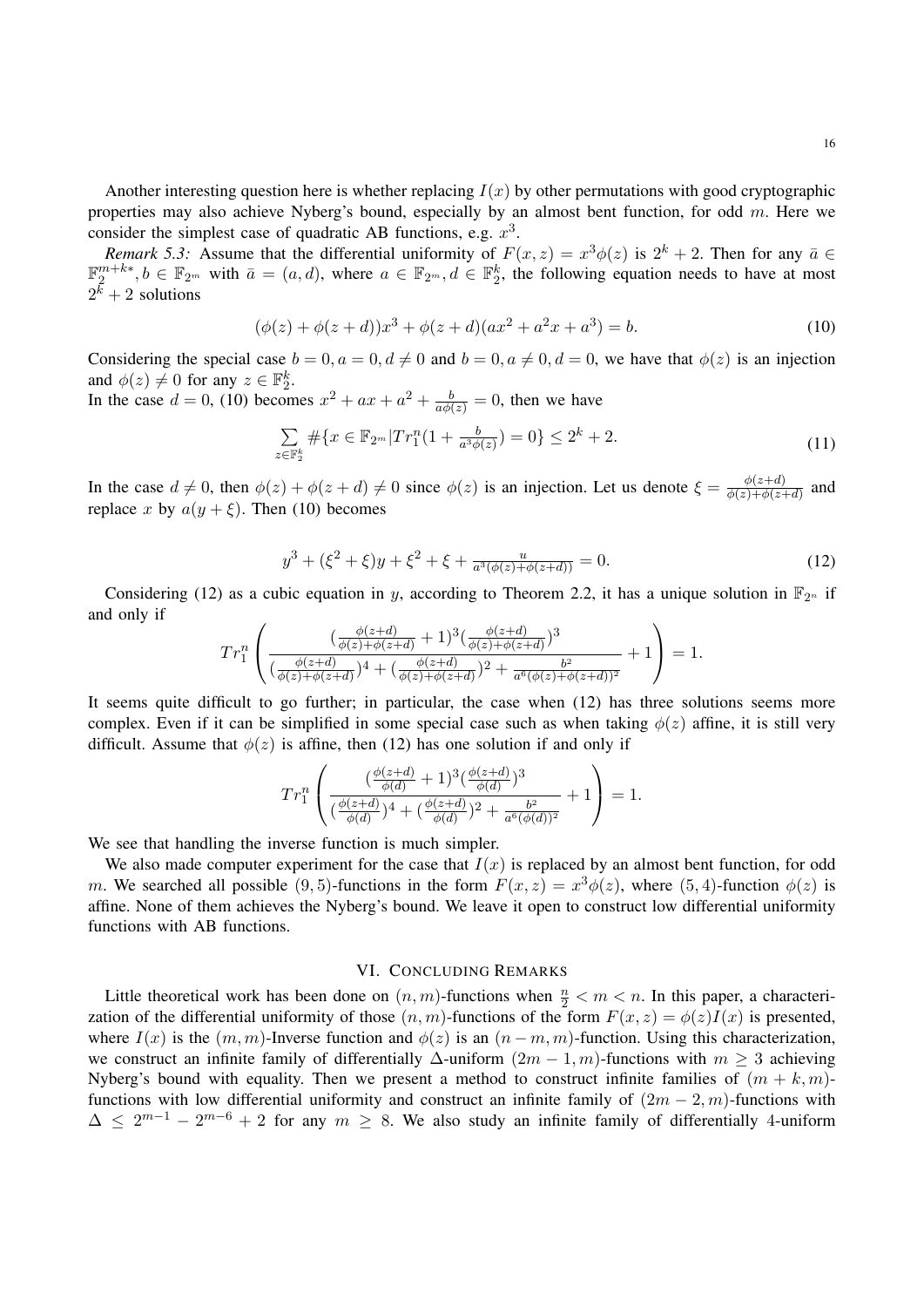Another interesting question here is whether replacing $I(x)$ by other permutations with good cryptographic properties may also achieve Nyberg's bound, especially by an almost bent function, for odd $m$. Here we consider the simplest case of quadratic AB functions, e.g. $x^3$.

*Remark 5.3:* Assume that the differential uniformity of $F(x,z) = x^3\phi(z)$ is $2^k+2$. Then for any $\bar{a} \in \mathbb{F}_2^{m+k*}$, $b \in \mathbb{F}_{2^m}$ with $\bar{a} = (a,d)$, where $a \in \mathbb{F}_{2^m}, d \in \mathbb{F}_2^k$, the following equation needs to have at most $2^k+2$ solutions

$$(\phi(z) + \phi(z+d))x^3 + \phi(z+d)(ax^2 + a^2x + a^3) = b. \tag{10}$$

Considering the special case $b=0, a=0, d \neq 0$ and $b=0, a \neq 0, d=0$, we have that $\phi(z)$ is an injection and $\phi(z) \neq 0$ for any $z \in \mathbb{F}_2^k$.

In the case $d=0$, (10) becomes $x^2 + ax + a^2 + \frac{b}{a\phi(z)} = 0$, then we have

$$\sum_{z \in \mathbb{F}_2^k} \#\{x \in \mathbb{F}_{2^m} | Tr_1^n(1 + \tfrac{b}{a^3\phi(z)}) = 0\} \leq 2^k + 2. \tag{11}$$

In the case $d \neq 0$, then $\phi(z) + \phi(z+d) \neq 0$ since $\phi(z)$ is an injection. Let us denote $\xi = \frac{\phi(z+d)}{\phi(z)+\phi(z+d)}$ and replace $x$ by $a(y+\xi)$. Then (10) becomes

$$y^3 + (\xi^2 + \xi)y + \xi^2 + \xi + \tfrac{u}{a^3(\phi(z)+\phi(z+d))} = 0. \tag{12}$$

Considering (12) as a cubic equation in $y$, according to Theorem 2.2, it has a unique solution in $\mathbb{F}_{2^n}$ if and only if

$$Tr_1^n\left(\frac{(\frac{\phi(z+d)}{\phi(z)+\phi(z+d)}+1)^3(\frac{\phi(z+d)}{\phi(z)+\phi(z+d)})^3}{(\frac{\phi(z+d)}{\phi(z)+\phi(z+d)})^4 + (\frac{\phi(z+d)}{\phi(z)+\phi(z+d)})^2 + \frac{b^2}{a^6(\phi(z)+\phi(z+d))^2}} + 1\right) = 1.$$

It seems quite difficult to go further; in particular, the case when (12) has three solutions seems more complex. Even if it can be simplified in some special case such as when taking $\phi(z)$ affine, it is still very difficult. Assume that $\phi(z)$ is affine, then (12) has one solution if and only if

$$Tr_1^n\left(\frac{(\frac{\phi(z+d)}{\phi(d)}+1)^3(\frac{\phi(z+d)}{\phi(d)})^3}{(\frac{\phi(z+d)}{\phi(d)})^4 + (\frac{\phi(z+d)}{\phi(d)})^2 + \frac{b^2}{a^6(\phi(d))^2}} + 1\right) = 1.$$

We see that handling the inverse function is much simpler.

We also made computer experiment for the case that $I(x)$ is replaced by an almost bent function, for odd $m$. We searched all possible $(9,5)$-functions in the form $F(x,z) = x^3\phi(z)$, where $(5,4)$-function $\phi(z)$ is affine. None of them achieves the Nyberg's bound. We leave it open to construct low differential uniformity functions with AB functions.

## VI. Concluding Remarks

Little theoretical work has been done on $(n,m)$-functions when $\frac{n}{2} < m < n$. In this paper, a characterization of the differential uniformity of those $(n,m)$-functions of the form $F(x,z) = \phi(z)I(x)$ is presented, where $I(x)$ is the $(m,m)$-Inverse function and $\phi(z)$ is an $(n-m,m)$-function. Using this characterization, we construct an infinite family of differentially $\Delta$-uniform $(2m-1,m)$-functions with $m \geq 3$ achieving Nyberg's bound with equality. Then we present a method to construct infinite families of $(m+k,m)$-functions with low differential uniformity and construct an infinite family of $(2m-2,m)$-functions with $\Delta \leq 2^{m-1} - 2^{m-6} + 2$ for any $m \geq 8$. We also study an infinite family of differentially 4-uniform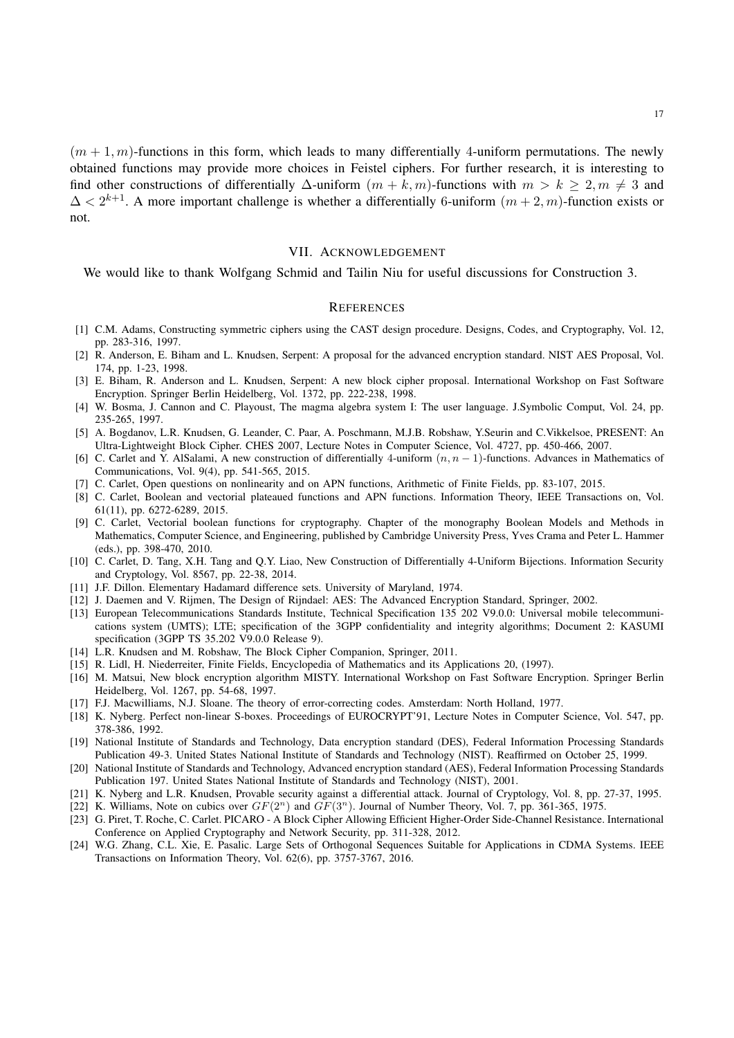$(m+1,m)$-functions in this form, which leads to many differentially 4-uniform permutations. The newly obtained functions may provide more choices in Feistel ciphers. For further research, it is interesting to find other constructions of differentially $\Delta$-uniform $(m+k,m)$-functions with $m > k \geq 2, m \neq 3$ and $\Delta < 2^{k+1}$. A more important challenge is whether a differentially 6-uniform $(m+2,m)$-function exists or not.

## VII. Acknowledgement

We would like to thank Wolfgang Schmid and Tailin Niu for useful discussions for Construction 3.

## References

[1] C.M. Adams, Constructing symmetric ciphers using the CAST design procedure. Designs, Codes, and Cryptography, Vol. 12, pp. 283-316, 1997.

[2] R. Anderson, E. Biham and L. Knudsen, Serpent: A proposal for the advanced encryption standard. NIST AES Proposal, Vol. 174, pp. 1-23, 1998.

[3] E. Biham, R. Anderson and L. Knudsen, Serpent: A new block cipher proposal. International Workshop on Fast Software Encryption. Springer Berlin Heidelberg, Vol. 1372, pp. 222-238, 1998.

[4] W. Bosma, J. Cannon and C. Playoust, The magma algebra system I: The user language. J.Symbolic Comput, Vol. 24, pp. 235-265, 1997.

[5] A. Bogdanov, L.R. Knudsen, G. Leander, C. Paar, A. Poschmann, M.J.B. Robshaw, Y.Seurin and C.Vikkelsoe, PRESENT: An Ultra-Lightweight Block Cipher. CHES 2007, Lecture Notes in Computer Science, Vol. 4727, pp. 450-466, 2007.

[6] C. Carlet and Y. AlSalami, A new construction of differentially 4-uniform $(n, n-1)$-functions. Advances in Mathematics of Communications, Vol. 9(4), pp. 541-565, 2015.

[7] C. Carlet, Open questions on nonlinearity and on APN functions, Arithmetic of Finite Fields, pp. 83-107, 2015.

[8] C. Carlet, Boolean and vectorial plateaued functions and APN functions. Information Theory, IEEE Transactions on, Vol. 61(11), pp. 6272-6289, 2015.

[9] C. Carlet, Vectorial boolean functions for cryptography. Chapter of the monography Boolean Models and Methods in Mathematics, Computer Science, and Engineering, published by Cambridge University Press, Yves Crama and Peter L. Hammer (eds.), pp. 398-470, 2010.

[10] C. Carlet, D. Tang, X.H. Tang and Q.Y. Liao, New Construction of Differentially 4-Uniform Bijections. Information Security and Cryptology, Vol. 8567, pp. 22-38, 2014.

[11] J.F. Dillon. Elementary Hadamard difference sets. University of Maryland, 1974.

[12] J. Daemen and V. Rijmen, The Design of Rijndael: AES: The Advanced Encryption Standard, Springer, 2002.

[13] European Telecommunications Standards Institute, Technical Specification 135 202 V9.0.0: Universal mobile telecommunications system (UMTS); LTE; specification of the 3GPP confidentiality and integrity algorithms; Document 2: KASUMI specification (3GPP TS 35.202 V9.0.0 Release 9).

[14] L.R. Knudsen and M. Robshaw, The Block Cipher Companion, Springer, 2011.

[15] R. Lidl, H. Niederreiter, Finite Fields, Encyclopedia of Mathematics and its Applications 20, (1997).

[16] M. Matsui, New block encryption algorithm MISTY. International Workshop on Fast Software Encryption. Springer Berlin Heidelberg, Vol. 1267, pp. 54-68, 1997.

[17] F.J. Macwilliams, N.J. Sloane. The theory of error-correcting codes. Amsterdam: North Holland, 1977.

[18] K. Nyberg. Perfect non-linear S-boxes. Proceedings of EUROCRYPT'91, Lecture Notes in Computer Science, Vol. 547, pp. 378-386, 1992.

[19] National Institute of Standards and Technology, Data encryption standard (DES), Federal Information Processing Standards Publication 49-3. United States National Institute of Standards and Technology (NIST). Reaffirmed on October 25, 1999.

[20] National Institute of Standards and Technology, Advanced encryption standard (AES), Federal Information Processing Standards Publication 197. United States National Institute of Standards and Technology (NIST), 2001.

[21] K. Nyberg and L.R. Knudsen, Provable security against a differential attack. Journal of Cryptology, Vol. 8, pp. 27-37, 1995.

[22] K. Williams, Note on cubics over $GF(2^n)$ and $GF(3^n)$. Journal of Number Theory, Vol. 7, pp. 361-365, 1975.

[23] G. Piret, T. Roche, C. Carlet. PICARO - A Block Cipher Allowing Efficient Higher-Order Side-Channel Resistance. International Conference on Applied Cryptography and Network Security, pp. 311-328, 2012.

[24] W.G. Zhang, C.L. Xie, E. Pasalic. Large Sets of Orthogonal Sequences Suitable for Applications in CDMA Systems. IEEE Transactions on Information Theory, Vol. 62(6), pp. 3757-3767, 2016.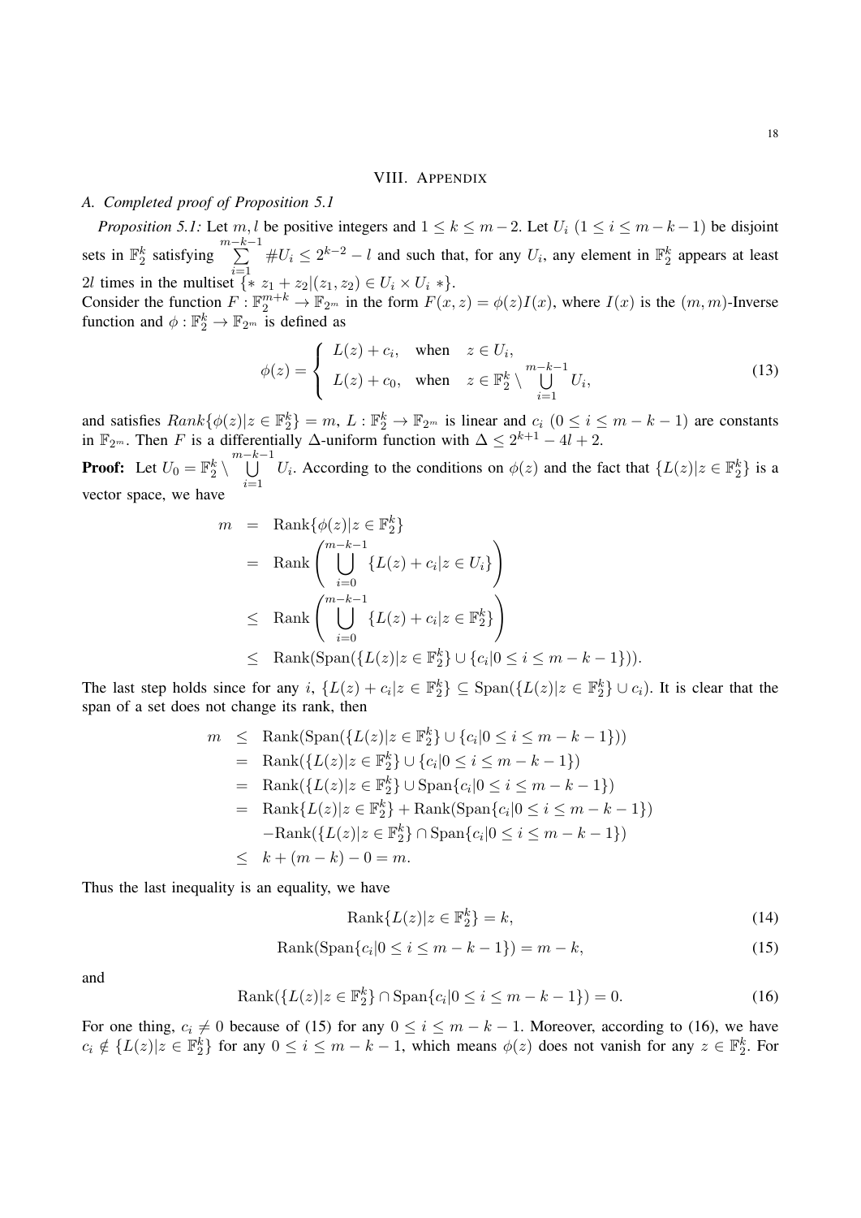## VIII. Appendix

### A. Completed proof of Proposition 5.1

*Proposition 5.1:* Let $m, l$ be positive integers and $1 \le k \le m-2$. Let $U_i$ $(1 \le i \le m-k-1)$ be disjoint sets in $\mathbb{F}_2^k$ satisfying $\sum_{i=1}^{m-k-1} \#U_i \le 2^{k-2} - l$ and such that, for any $U_i$, any element in $\mathbb{F}_2^k$ appears at least $2l$ times in the multiset $\{* \ z_1 + z_2 | (z_1, z_2) \in U_i \times U_i \ *\}$.
Consider the function $F : \mathbb{F}_2^{m+k} \to \mathbb{F}_{2^m}$ in the form $F(x, z) = \phi(z) I(x)$, where $I(x)$ is the $(m, m)$-Inverse function and $\phi : \mathbb{F}_2^k \to \mathbb{F}_{2^m}$ is defined as

$$\phi(z) = \begin{cases} L(z) + c_i, & \text{when} \quad z \in U_i, \\ L(z) + c_0, & \text{when} \quad z \in \mathbb{F}_2^k \setminus \bigcup_{i=1}^{m-k-1} U_i, \end{cases} \tag{13}$$

and satisfies $Rank\{\phi(z) | z \in \mathbb{F}_2^k\} = m$, $L : \mathbb{F}_2^k \to \mathbb{F}_{2^m}$ is linear and $c_i$ $(0 \le i \le m-k-1)$ are constants in $\mathbb{F}_{2^m}$. Then $F$ is a differentially $\Delta$-uniform function with $\Delta \le 2^{k+1} - 4l + 2$.

**Proof:** Let $U_0 = \mathbb{F}_2^k \setminus \bigcup_{i=1}^{m-k-1} U_i$. According to the conditions on $\phi(z)$ and the fact that $\{L(z) | z \in \mathbb{F}_2^k\}$ is a vector space, we have

$$\begin{aligned} m &= \text{Rank}\{\phi(z) | z \in \mathbb{F}_2^k\} \\ &= \text{Rank}\left( \bigcup_{i=0}^{m-k-1} \{L(z) + c_i | z \in U_i\} \right) \\ &\le \text{Rank}\left( \bigcup_{i=0}^{m-k-1} \{L(z) + c_i | z \in \mathbb{F}_2^k\} \right) \\ &\le \text{Rank}(\text{Span}(\{L(z) | z \in \mathbb{F}_2^k\} \cup \{c_i | 0 \le i \le m-k-1\})). \end{aligned}$$

The last step holds since for any $i$, $\{L(z) + c_i | z \in \mathbb{F}_2^k\} \subseteq \text{Span}(\{L(z) | z \in \mathbb{F}_2^k\} \cup c_i)$. It is clear that the span of a set does not change its rank, then

$$\begin{aligned} m &\le \text{Rank}(\text{Span}(\{L(z) | z \in \mathbb{F}_2^k\} \cup \{c_i | 0 \le i \le m-k-1\})) \\ &= \text{Rank}(\{L(z) | z \in \mathbb{F}_2^k\} \cup \{c_i | 0 \le i \le m-k-1\}) \\ &= \text{Rank}(\{L(z) | z \in \mathbb{F}_2^k\} \cup \text{Span}\{c_i | 0 \le i \le m-k-1\}) \\ &= \text{Rank}\{L(z) | z \in \mathbb{F}_2^k\} + \text{Rank}(\text{Span}\{c_i | 0 \le i \le m-k-1\}) \\ &\quad - \text{Rank}(\{L(z) | z \in \mathbb{F}_2^k\} \cap \text{Span}\{c_i | 0 \le i \le m-k-1\}) \\ &\le k + (m-k) - 0 = m. \end{aligned}$$

Thus the last inequality is an equality, we have

$$\text{Rank}\{L(z) | z \in \mathbb{F}_2^k\} = k, \tag{14}$$

$$\text{Rank}(\text{Span}\{c_i | 0 \le i \le m-k-1\}) = m-k, \tag{15}$$

and

$$\text{Rank}(\{L(z) | z \in \mathbb{F}_2^k\} \cap \text{Span}\{c_i | 0 \le i \le m-k-1\}) = 0. \tag{16}$$

For one thing, $c_i \neq 0$ because of (15) for any $0 \le i \le m-k-1$. Moreover, according to (16), we have $c_i \notin \{L(z) | z \in \mathbb{F}_2^k\}$ for any $0 \le i \le m-k-1$, which means $\phi(z)$ does not vanish for any $z \in \mathbb{F}_2^k$. For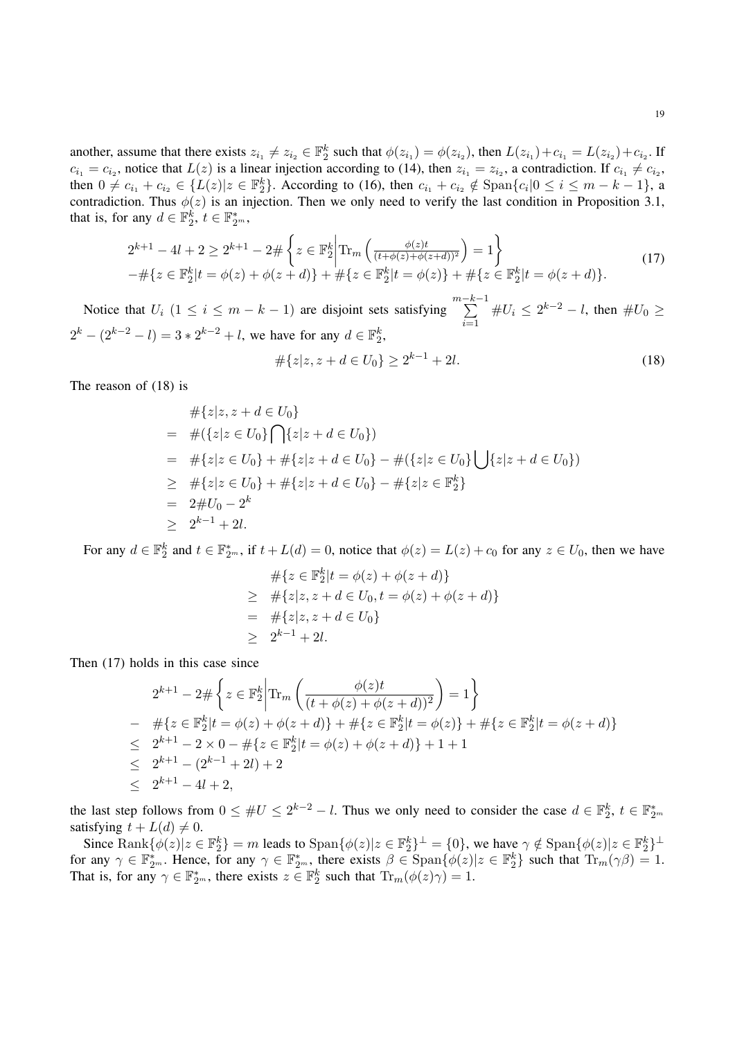another, assume that there exists $z_{i_1} \neq z_{i_2} \in \mathbb{F}_2^k$ such that $\phi(z_{i_1}) = \phi(z_{i_2})$, then $L(z_{i_1})+c_{i_1} = L(z_{i_2})+c_{i_2}$. If $c_{i_1} = c_{i_2}$, notice that $L(z)$ is a linear injection according to (14), then $z_{i_1} = z_{i_2}$, a contradiction. If $c_{i_1} \neq c_{i_2}$, then $0 \neq c_{i_1} + c_{i_2} \in \{L(z)|z \in \mathbb{F}_2^k\}$. According to (16), then $c_{i_1} + c_{i_2} \notin \mathrm{Span}\{c_i|0 \leq i \leq m-k-1\}$, a contradiction. Thus $\phi(z)$ is an injection. Then we only need to verify the last condition in Proposition 3.1, that is, for any $d \in \mathbb{F}_2^k$, $t \in \mathbb{F}_{2^m}^*$,

$$
\begin{aligned}
&2^{k+1} - 4l + 2 \geq 2^{k+1} - 2\#\left\{z \in \mathbb{F}_2^k \middle| \mathrm{Tr}_m\left(\tfrac{\phi(z)t}{(t+\phi(z)+\phi(z+d))^2}\right) = 1\right\} \\
&-\#\{z \in \mathbb{F}_2^k | t = \phi(z) + \phi(z+d)\} + \#\{z \in \mathbb{F}_2^k | t = \phi(z)\} + \#\{z \in \mathbb{F}_2^k | t = \phi(z+d)\}.
\end{aligned}
\tag{17}
$$

Notice that $U_i$ $(1 \leq i \leq m-k-1)$ are disjoint sets satisfying $\sum_{i=1}^{m-k-1} \#U_i \leq 2^{k-2} - l$, then $\#U_0 \geq 2^k - (2^{k-2} - l) = 3 * 2^{k-2} + l$, we have for any $d \in \mathbb{F}_2^k$,

$$
\#\{z | z, z+d \in U_0\} \geq 2^{k-1} + 2l. \tag{18}
$$

The reason of (18) is

$$
\begin{aligned}
& \#\{z | z, z+d \in U_0\} \\
= \;& \#(\{z | z \in U_0\} \bigcap \{z | z+d \in U_0\}) \\
= \;& \#\{z | z \in U_0\} + \#\{z | z+d \in U_0\} - \#(\{z | z \in U_0\} \bigcup \{z | z+d \in U_0\}) \\
\geq \;& \#\{z | z \in U_0\} + \#\{z | z+d \in U_0\} - \#\{z | z \in \mathbb{F}_2^k\} \\
= \;& 2\#U_0 - 2^k \\
\geq \;& 2^{k-1} + 2l.
\end{aligned}
$$

For any $d \in \mathbb{F}_2^k$ and $t \in \mathbb{F}_{2^m}^*$, if $t + L(d) = 0$, notice that $\phi(z) = L(z) + c_0$ for any $z \in U_0$, then we have

$$
\begin{aligned}
& \#\{z \in \mathbb{F}_2^k | t = \phi(z) + \phi(z+d)\} \\
\geq \;& \#\{z | z, z+d \in U_0, t = \phi(z) + \phi(z+d)\} \\
= \;& \#\{z | z, z+d \in U_0\} \\
\geq \;& 2^{k-1} + 2l.
\end{aligned}
$$

Then (17) holds in this case since

$$
\begin{aligned}
& 2^{k+1} - 2\#\left\{z \in \mathbb{F}_2^k \middle| \mathrm{Tr}_m\left(\frac{\phi(z)t}{(t+\phi(z)+\phi(z+d))^2}\right) = 1\right\} \\
- \;& \#\{z \in \mathbb{F}_2^k | t = \phi(z) + \phi(z+d)\} + \#\{z \in \mathbb{F}_2^k | t = \phi(z)\} + \#\{z \in \mathbb{F}_2^k | t = \phi(z+d)\} \\
\leq \;& 2^{k+1} - 2 \times 0 - \#\{z \in \mathbb{F}_2^k | t = \phi(z) + \phi(z+d)\} + 1 + 1 \\
\leq \;& 2^{k+1} - (2^{k-1} + 2l) + 2 \\
\leq \;& 2^{k+1} - 4l + 2,
\end{aligned}
$$

the last step follows from $0 \leq \#U \leq 2^{k-2} - l$. Thus we only need to consider the case $d \in \mathbb{F}_2^k$, $t \in \mathbb{F}_{2^m}^*$ satisfying $t + L(d) \neq 0$.

Since $\mathrm{Rank}\{\phi(z)|z \in \mathbb{F}_2^k\} = m$ leads to $\mathrm{Span}\{\phi(z)|z \in \mathbb{F}_2^k\}^\perp = \{0\}$, we have $\gamma \notin \mathrm{Span}\{\phi(z)|z \in \mathbb{F}_2^k\}^\perp$ for any $\gamma \in \mathbb{F}_{2^m}^*$. Hence, for any $\gamma \in \mathbb{F}_{2^m}^*$, there exists $\beta \in \mathrm{Span}\{\phi(z)|z \in \mathbb{F}_2^k\}$ such that $\mathrm{Tr}_m(\gamma\beta) = 1$. That is, for any $\gamma \in \mathbb{F}_{2^m}^*$, there exists $z \in \mathbb{F}_2^k$ such that $\mathrm{Tr}_m(\phi(z)\gamma) = 1$.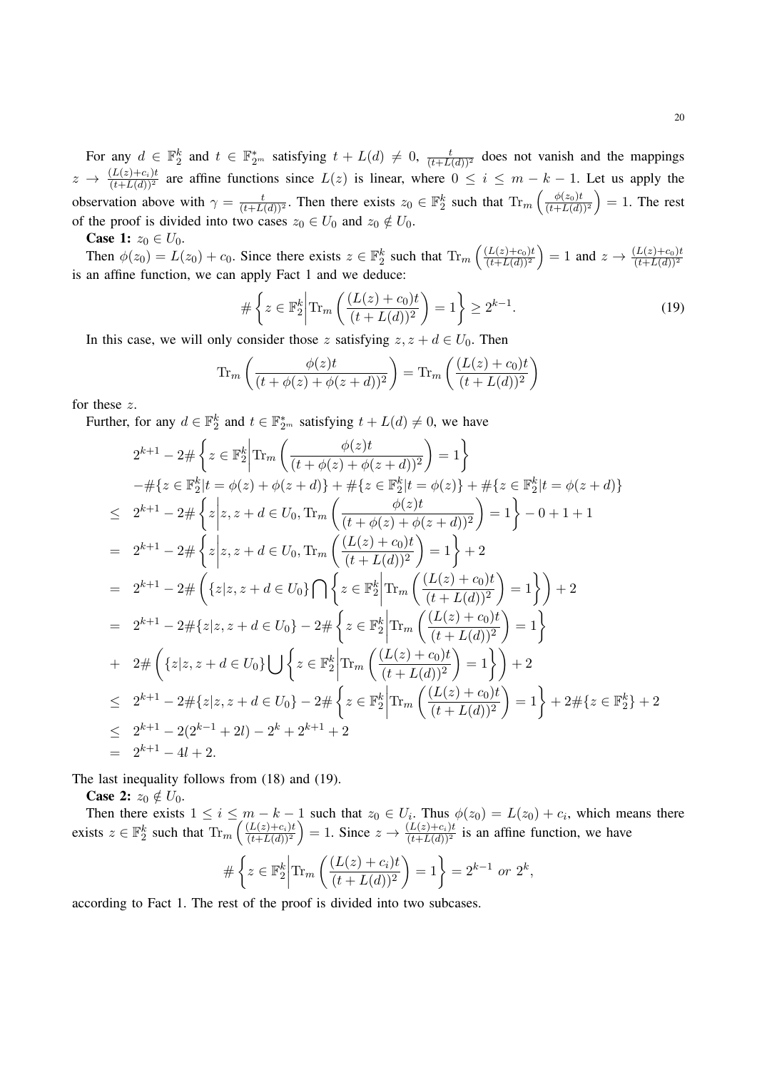For any $d \in \mathbb{F}_2^k$ and $t \in \mathbb{F}_{2^m}^*$ satisfying $t + L(d) \neq 0$, $\frac{t}{(t+L(d))^2}$ does not vanish and the mappings $z \to \frac{(L(z)+c_i)t}{(t+L(d))^2}$ are affine functions since $L(z)$ is linear, where $0 \leq i \leq m-k-1$. Let us apply the observation above with $\gamma = \frac{t}{(t+L(d))^2}$. Then there exists $z_0 \in \mathbb{F}_2^k$ such that $\mathrm{Tr}_m\left(\frac{\phi(z_0)t}{(t+L(d))^2}\right) = 1$. The rest of the proof is divided into two cases $z_0 \in U_0$ and $z_0 \notin U_0$.

**Case 1:** $z_0 \in U_0$.

Then $\phi(z_0) = L(z_0) + c_0$. Since there exists $z \in \mathbb{F}_2^k$ such that $\mathrm{Tr}_m\left(\frac{(L(z)+c_0)t}{(t+L(d))^2}\right) = 1$ and $z \to \frac{(L(z)+c_0)t}{(t+L(d))^2}$ is an affine function, we can apply Fact 1 and we deduce:

$$\#\left\{z \in \mathbb{F}_2^k \middle| \mathrm{Tr}_m\left(\frac{(L(z)+c_0)t}{(t+L(d))^2}\right) = 1\right\} \geq 2^{k-1}. \tag{19}$$

In this case, we will only consider those $z$ satisfying $z, z+d \in U_0$. Then

$$\mathrm{Tr}_m\left(\frac{\phi(z)t}{(t+\phi(z)+\phi(z+d))^2}\right) = \mathrm{Tr}_m\left(\frac{(L(z)+c_0)t}{(t+L(d))^2}\right)$$

for these $z$.

Further, for any $d \in \mathbb{F}_2^k$ and $t \in \mathbb{F}_{2^m}^*$ satisfying $t + L(d) \neq 0$, we have

$$\begin{aligned}
& 2^{k+1} - 2\#\left\{z \in \mathbb{F}_2^k \middle| \mathrm{Tr}_m\left(\frac{\phi(z)t}{(t+\phi(z)+\phi(z+d))^2}\right) = 1\right\} \\
& -\#\{z \in \mathbb{F}_2^k | t = \phi(z)+\phi(z+d)\} + \#\{z \in \mathbb{F}_2^k | t = \phi(z)\} + \#\{z \in \mathbb{F}_2^k | t = \phi(z+d)\} \\
\leq \ & 2^{k+1} - 2\#\left\{z \middle| z, z+d \in U_0, \mathrm{Tr}_m\left(\frac{\phi(z)t}{(t+\phi(z)+\phi(z+d))^2}\right) = 1\right\} - 0 + 1 + 1 \\
= \ & 2^{k+1} - 2\#\left\{z \middle| z, z+d \in U_0, \mathrm{Tr}_m\left(\frac{(L(z)+c_0)t}{(t+L(d))^2}\right) = 1\right\} + 2 \\
= \ & 2^{k+1} - 2\#\left(\{z | z, z+d \in U_0\} \bigcap \left\{z \in \mathbb{F}_2^k \middle| \mathrm{Tr}_m\left(\frac{(L(z)+c_0)t}{(t+L(d))^2}\right) = 1\right\}\right) + 2 \\
= \ & 2^{k+1} - 2\#\{z | z, z+d \in U_0\} - 2\#\left\{z \in \mathbb{F}_2^k \middle| \mathrm{Tr}_m\left(\frac{(L(z)+c_0)t}{(t+L(d))^2}\right) = 1\right\} \\
+ \ & 2\#\left(\{z | z, z+d \in U_0\} \bigcup \left\{z \in \mathbb{F}_2^k \middle| \mathrm{Tr}_m\left(\frac{(L(z)+c_0)t}{(t+L(d))^2}\right) = 1\right\}\right) + 2 \\
\leq \ & 2^{k+1} - 2\#\{z | z, z+d \in U_0\} - 2\#\left\{z \in \mathbb{F}_2^k \middle| \mathrm{Tr}_m\left(\frac{(L(z)+c_0)t}{(t+L(d))^2}\right) = 1\right\} + 2\#\{z \in \mathbb{F}_2^k\} + 2 \\
\leq \ & 2^{k+1} - 2(2^{k-1} + 2l) - 2^k + 2^{k+1} + 2 \\
= \ & 2^{k+1} - 4l + 2.
\end{aligned}$$

The last inequality follows from (18) and (19).

**Case 2:** $z_0 \notin U_0$.

Then there exists $1 \leq i \leq m-k-1$ such that $z_0 \in U_i$. Thus $\phi(z_0) = L(z_0) + c_i$, which means there exists $z \in \mathbb{F}_2^k$ such that $\mathrm{Tr}_m\left(\frac{(L(z)+c_i)t}{(t+L(d))^2}\right) = 1$. Since $z \to \frac{(L(z)+c_i)t}{(t+L(d))^2}$ is an affine function, we have

$$\#\left\{z \in \mathbb{F}_2^k \middle| \mathrm{Tr}_m\left(\frac{(L(z)+c_i)t}{(t+L(d))^2}\right) = 1\right\} = 2^{k-1} \ or \ 2^k,$$

according to Fact 1. The rest of the proof is divided into two subcases.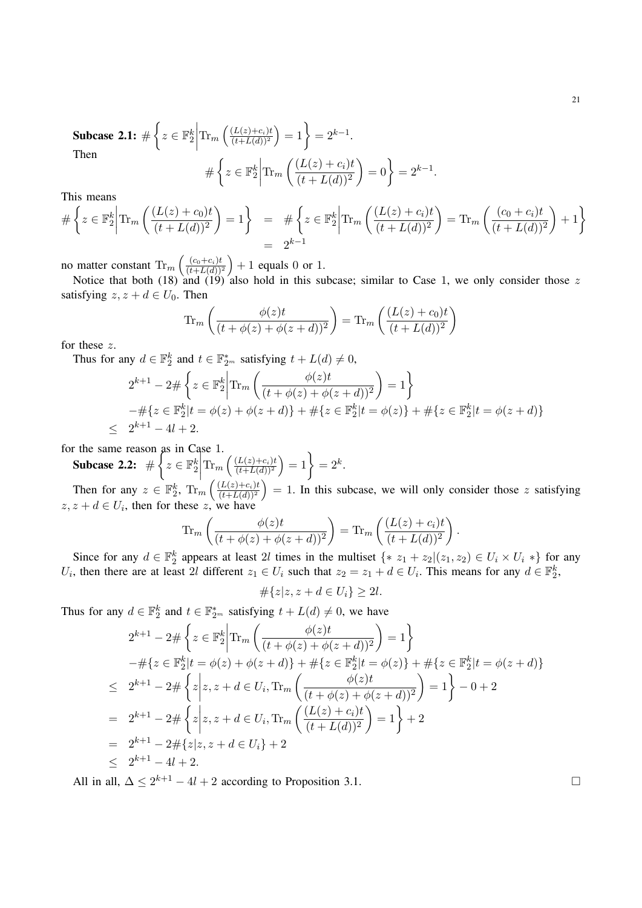**Subcase 2.1:** $\#\left\{z\in\mathbb{F}_2^k\middle|\mathrm{Tr}_m\left(\frac{(L(z)+c_i)t}{(t+L(d))^2}\right)=1\right\}=2^{k-1}$.

Then

$$\#\left\{z\in\mathbb{F}_2^k\middle|\mathrm{Tr}_m\left(\frac{(L(z)+c_i)t}{(t+L(d))^2}\right)=0\right\}=2^{k-1}.$$

This means

$$\begin{aligned}\#\left\{z\in\mathbb{F}_2^k\middle|\mathrm{Tr}_m\left(\frac{(L(z)+c_0)t}{(t+L(d))^2}\right)=1\right\} &= \#\left\{z\in\mathbb{F}_2^k\middle|\mathrm{Tr}_m\left(\frac{(L(z)+c_i)t}{(t+L(d))^2}\right)=\mathrm{Tr}_m\left(\frac{(c_0+c_i)t}{(t+L(d))^2}\right)+1\right\}\\ &= 2^{k-1}\end{aligned}$$

no matter constant $\mathrm{Tr}_m\left(\frac{(c_0+c_i)t}{(t+L(d))^2}\right)+1$ equals 0 or 1.

Notice that both (18) and (19) also hold in this subcase; similar to Case 1, we only consider those $z$ satisfying $z,z+d\in U_0$. Then

$$\mathrm{Tr}_m\left(\frac{\phi(z)t}{(t+\phi(z)+\phi(z+d))^2}\right)=\mathrm{Tr}_m\left(\frac{(L(z)+c_0)t}{(t+L(d))^2}\right)$$

for these $z$.

Thus for any $d\in\mathbb{F}_2^k$ and $t\in\mathbb{F}_{2^m}^*$ satisfying $t+L(d)\neq 0$,

$$\begin{aligned}&2^{k+1}-2\#\left\{z\in\mathbb{F}_2^k\middle|\mathrm{Tr}_m\left(\frac{\phi(z)t}{(t+\phi(z)+\phi(z+d))^2}\right)=1\right\}\\ &-\#\{z\in\mathbb{F}_2^k|t=\phi(z)+\phi(z+d)\}+\#\{z\in\mathbb{F}_2^k|t=\phi(z)\}+\#\{z\in\mathbb{F}_2^k|t=\phi(z+d)\}\\ \leq\;& 2^{k+1}-4l+2.\end{aligned}$$

for the same reason as in Case 1.

**Subcase 2.2:** $\#\left\{z\in\mathbb{F}_2^k\middle|\mathrm{Tr}_m\left(\frac{(L(z)+c_i)t}{(t+L(d))^2}\right)=1\right\}=2^{k}$.

Then for any $z\in\mathbb{F}_2^k$, $\mathrm{Tr}_m\left(\frac{(L(z)+c_i)t}{(t+L(d))^2}\right)=1$. In this subcase, we will only consider those $z$ satisfying $z,z+d\in U_i$, then for these $z$, we have

$$\mathrm{Tr}_m\left(\frac{\phi(z)t}{(t+\phi(z)+\phi(z+d))^2}\right)=\mathrm{Tr}_m\left(\frac{(L(z)+c_i)t}{(t+L(d))^2}\right).$$

Since for any $d\in\mathbb{F}_2^k$ appears at least $2l$ times in the multiset $\{*\ z_1+z_2|(z_1,z_2)\in U_i\times U_i\ *\}$ for any $U_i$, then there are at least $2l$ different $z_1\in U_i$ such that $z_2=z_1+d\in U_i$. This means for any $d\in\mathbb{F}_2^k$,

$$\#\{z|z,z+d\in U_i\}\geq 2l.$$

Thus for any $d\in\mathbb{F}_2^k$ and $t\in\mathbb{F}_{2^m}^*$ satisfying $t+L(d)\neq 0$, we have

$$\begin{aligned}&2^{k+1}-2\#\left\{z\in\mathbb{F}_2^k\middle|\mathrm{Tr}_m\left(\frac{\phi(z)t}{(t+\phi(z)+\phi(z+d))^2}\right)=1\right\}\\ &-\#\{z\in\mathbb{F}_2^k|t=\phi(z)+\phi(z+d)\}+\#\{z\in\mathbb{F}_2^k|t=\phi(z)\}+\#\{z\in\mathbb{F}_2^k|t=\phi(z+d)\}\\ \leq\;& 2^{k+1}-2\#\left\{z\middle|z,z+d\in U_i,\mathrm{Tr}_m\left(\frac{\phi(z)t}{(t+\phi(z)+\phi(z+d))^2}\right)=1\right\}-0+2\\ =\;& 2^{k+1}-2\#\left\{z\middle|z,z+d\in U_i,\mathrm{Tr}_m\left(\frac{(L(z)+c_i)t}{(t+L(d))^2}\right)=1\right\}+2\\ =\;& 2^{k+1}-2\#\{z|z,z+d\in U_i\}+2\\ \leq\;& 2^{k+1}-4l+2.\end{aligned}$$

All in all, $\Delta\leq 2^{k+1}-4l+2$ according to Proposition 3.1. □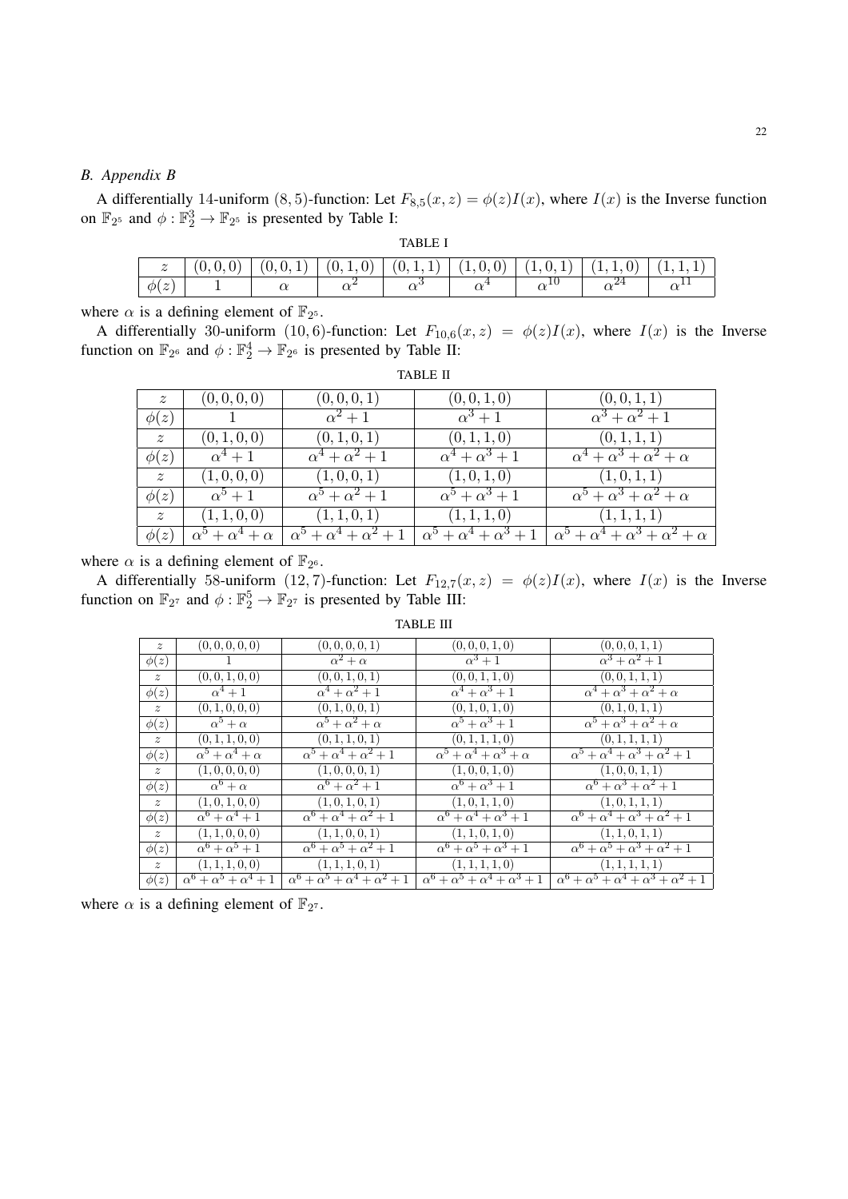### *B. Appendix B*

A differentially 14-uniform $(8,5)$-function: Let $F_{8,5}(x,z) = \phi(z)I(x)$, where $I(x)$ is the Inverse function on $\mathbb{F}_{2^5}$ and $\phi : \mathbb{F}_2^3 \to \mathbb{F}_{2^5}$ is presented by Table I:

TABLE I

| $z$ | $(0,0,0)$ | $(0,0,1)$ | $(0,1,0)$ | $(0,1,1)$ | $(1,0,0)$ | $(1,0,1)$ | $(1,1,0)$ | $(1,1,1)$ |
|---|---|---|---|---|---|---|---|---|
| $\phi(z)$ | $1$ | $\alpha$ | $\alpha^2$ | $\alpha^3$ | $\alpha^4$ | $\alpha^{10}$ | $\alpha^{24}$ | $\alpha^{11}$ |

where $\alpha$ is a defining element of $\mathbb{F}_{2^5}$.

A differentially 30-uniform $(10,6)$-function: Let $F_{10,6}(x,z) = \phi(z)I(x)$, where $I(x)$ is the Inverse function on $\mathbb{F}_{2^6}$ and $\phi : \mathbb{F}_2^4 \to \mathbb{F}_{2^6}$ is presented by Table II:

TABLE II

| | | | | |
|---|---|---|---|---|
| $z$ | $(0,0,0,0)$ | $(0,0,0,1)$ | $(0,0,1,0)$ | $(0,0,1,1)$ |
| $\phi(z)$ | $1$ | $\alpha^2+1$ | $\alpha^3+1$ | $\alpha^3+\alpha^2+1$ |
| $z$ | $(0,1,0,0)$ | $(0,1,0,1)$ | $(0,1,1,0)$ | $(0,1,1,1)$ |
| $\phi(z)$ | $\alpha^4+1$ | $\alpha^4+\alpha^2+1$ | $\alpha^4+\alpha^3+1$ | $\alpha^4+\alpha^3+\alpha^2+\alpha$ |
| $z$ | $(1,0,0,0)$ | $(1,0,0,1)$ | $(1,0,1,0)$ | $(1,0,1,1)$ |
| $\phi(z)$ | $\alpha^5+1$ | $\alpha^5+\alpha^2+1$ | $\alpha^5+\alpha^3+1$ | $\alpha^5+\alpha^3+\alpha^2+\alpha$ |
| $z$ | $(1,1,0,0)$ | $(1,1,0,1)$ | $(1,1,1,0)$ | $(1,1,1,1)$ |
| $\phi(z)$ | $\alpha^5+\alpha^4+\alpha$ | $\alpha^5+\alpha^4+\alpha^2+1$ | $\alpha^5+\alpha^4+\alpha^3+1$ | $\alpha^5+\alpha^4+\alpha^3+\alpha^2+\alpha$ |

where $\alpha$ is a defining element of $\mathbb{F}_{2^6}$.

A differentially 58-uniform $(12,7)$-function: Let $F_{12,7}(x,z) = \phi(z)I(x)$, where $I(x)$ is the Inverse function on $\mathbb{F}_{2^7}$ and $\phi : \mathbb{F}_2^5 \to \mathbb{F}_{2^7}$ is presented by Table III:

TABLE III

| | | | | |
|---|---|---|---|---|
| $z$ | $(0,0,0,0,0)$ | $(0,0,0,0,1)$ | $(0,0,0,1,0)$ | $(0,0,0,1,1)$ |
| $\phi(z)$ | $1$ | $\alpha^2+\alpha$ | $\alpha^3+1$ | $\alpha^3+\alpha^2+1$ |
| $z$ | $(0,0,1,0,0)$ | $(0,0,1,0,1)$ | $(0,0,1,1,0)$ | $(0,0,1,1,1)$ |
| $\phi(z)$ | $\alpha^4+1$ | $\alpha^4+\alpha^2+1$ | $\alpha^4+\alpha^3+1$ | $\alpha^4+\alpha^3+\alpha^2+\alpha$ |
| $z$ | $(0,1,0,0,0)$ | $(0,1,0,0,1)$ | $(0,1,0,1,0)$ | $(0,1,0,1,1)$ |
| $\phi(z)$ | $\alpha^5+\alpha$ | $\alpha^5+\alpha^2+\alpha$ | $\alpha^5+\alpha^3+1$ | $\alpha^5+\alpha^3+\alpha^2+\alpha$ |
| $z$ | $(0,1,1,0,0)$ | $(0,1,1,0,1)$ | $(0,1,1,1,0)$ | $(0,1,1,1,1)$ |
| $\phi(z)$ | $\alpha^5+\alpha^4+\alpha$ | $\alpha^5+\alpha^4+\alpha^2+1$ | $\alpha^5+\alpha^4+\alpha^3+\alpha$ | $\alpha^5+\alpha^4+\alpha^3+\alpha^2+1$ |
| $z$ | $(1,0,0,0,0)$ | $(1,0,0,0,1)$ | $(1,0,0,1,0)$ | $(1,0,0,1,1)$ |
| $\phi(z)$ | $\alpha^6+\alpha$ | $\alpha^6+\alpha^2+1$ | $\alpha^6+\alpha^3+1$ | $\alpha^6+\alpha^3+\alpha^2+1$ |
| $z$ | $(1,0,1,0,0)$ | $(1,0,1,0,1)$ | $(1,0,1,1,0)$ | $(1,0,1,1,1)$ |
| $\phi(z)$ | $\alpha^6+\alpha^4+1$ | $\alpha^6+\alpha^4+\alpha^2+1$ | $\alpha^6+\alpha^4+\alpha^3+1$ | $\alpha^6+\alpha^4+\alpha^3+\alpha^2+1$ |
| $z$ | $(1,1,0,0,0)$ | $(1,1,0,0,1)$ | $(1,1,0,1,0)$ | $(1,1,0,1,1)$ |
| $\phi(z)$ | $\alpha^6+\alpha^5+1$ | $\alpha^6+\alpha^5+\alpha^2+1$ | $\alpha^6+\alpha^5+\alpha^3+1$ | $\alpha^6+\alpha^5+\alpha^3+\alpha^2+1$ |
| $z$ | $(1,1,1,0,0)$ | $(1,1,1,0,1)$ | $(1,1,1,1,0)$ | $(1,1,1,1,1)$ |
| $\phi(z)$ | $\alpha^6+\alpha^5+\alpha^4+1$ | $\alpha^6+\alpha^5+\alpha^4+\alpha^2+1$ | $\alpha^6+\alpha^5+\alpha^4+\alpha^3+1$ | $\alpha^6+\alpha^5+\alpha^4+\alpha^3+\alpha^2+1$ |

where $\alpha$ is a defining element of $\mathbb{F}_{2^7}$.